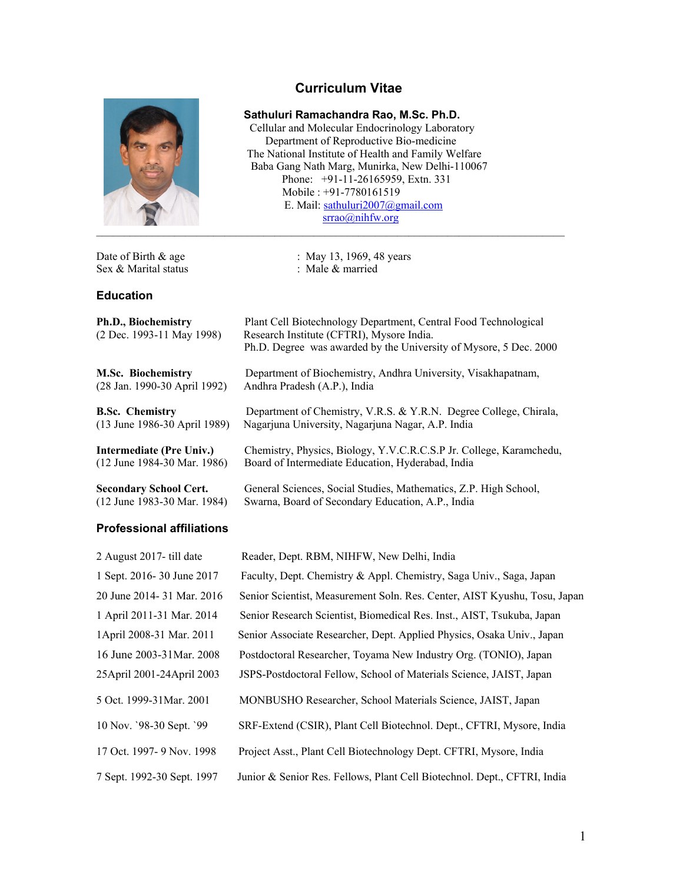# Curriculum Vitae

**Sathuluri Ramachandra Rao, M.Sc. Ph.D.**
Cellular and Molecular Endocrinology Laboratory
Department of Reproductive Bio-medicine
The National Institute of Health and Family Welfare
Baba Gang Nath Marg, Munirka, New Delhi-110067
Phone: +91-11-26165959, Extn. 331
Mobile : +91-7780161519
E. Mail: sathuluri2007@gmail.com
srrao@nihfw.org

---

| | |
|---|---|
| Date of Birth & age | : May 13, 1969, 48 years |
| Sex & Marital status | : Male & married |

## Education

| | |
|---|---|
| **Ph.D., Biochemistry** (2 Dec. 1993-11 May 1998) | Plant Cell Biotechnology Department, Central Food Technological Research Institute (CFTRI), Mysore India. Ph.D. Degree was awarded by the University of Mysore, 5 Dec. 2000 |
| **M.Sc. Biochemistry** (28 Jan. 1990-30 April 1992) | Department of Biochemistry, Andhra University, Visakhapatnam, Andhra Pradesh (A.P.), India |
| **B.Sc. Chemistry** (13 June 1986-30 April 1989) | Department of Chemistry, V.R.S. & Y.R.N. Degree College, Chirala, Nagarjuna University, Nagarjuna Nagar, A.P. India |
| **Intermediate (Pre Univ.)** (12 June 1984-30 Mar. 1986) | Chemistry, Physics, Biology, Y.V.C.R.C.S.P Jr. College, Karamchedu, Board of Intermediate Education, Hyderabad, India |
| **Secondary School Cert.** (12 June 1983-30 Mar. 1984) | General Sciences, Social Studies, Mathematics, Z.P. High School, Swarna, Board of Secondary Education, A.P., India |

## Professional affiliations

| | |
|---|---|
| 2 August 2017- till date | Reader, Dept. RBM, NIHFW, New Delhi, India |
| 1 Sept. 2016- 30 June 2017 | Faculty, Dept. Chemistry & Appl. Chemistry, Saga Univ., Saga, Japan |
| 20 June 2014- 31 Mar. 2016 | Senior Scientist, Measurement Soln. Res. Center, AIST Kyushu, Tosu, Japan |
| 1 April 2011-31 Mar. 2014 | Senior Research Scientist, Biomedical Res. Inst., AIST, Tsukuba, Japan |
| 1April 2008-31 Mar. 2011 | Senior Associate Researcher, Dept. Applied Physics, Osaka Univ., Japan |
| 16 June 2003-31Mar. 2008 | Postdoctoral Researcher, Toyama New Industry Org. (TONIO), Japan |
| 25April 2001-24April 2003 | JSPS-Postdoctoral Fellow, School of Materials Science, JAIST, Japan |
| 5 Oct. 1999-31Mar. 2001 | MONBUSHO Researcher, School Materials Science, JAIST, Japan |
| 10 Nov. `98-30 Sept. `99 | SRF-Extend (CSIR), Plant Cell Biotechnol. Dept., CFTRI, Mysore, India |
| 17 Oct. 1997- 9 Nov. 1998 | Project Asst., Plant Cell Biotechnology Dept. CFTRI, Mysore, India |
| 7 Sept. 1992-30 Sept. 1997 | Junior & Senior Res. Fellows, Plant Cell Biotechnol. Dept., CFTRI, India |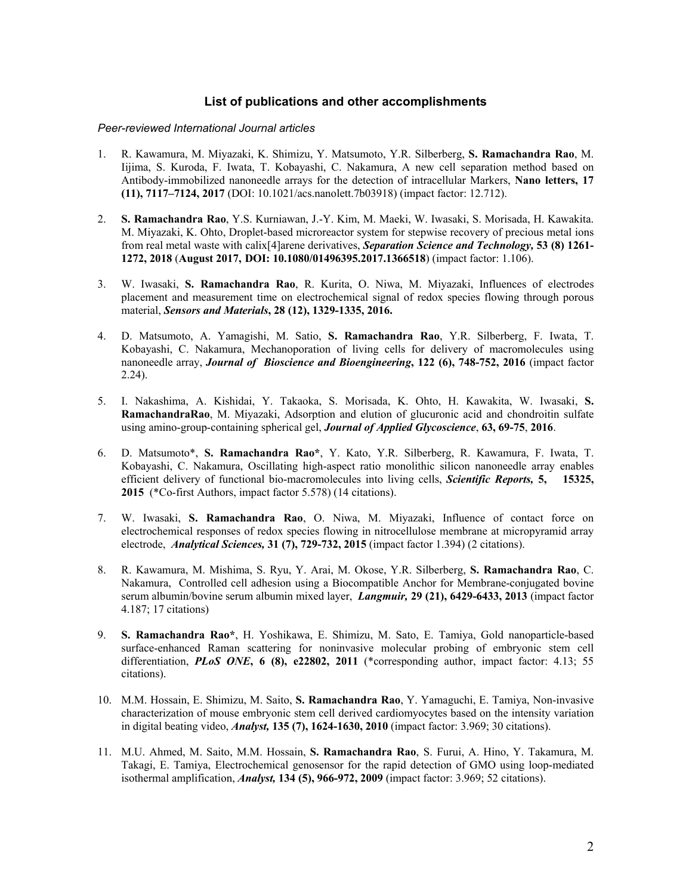### List of publications and other accomplishments

*Peer-reviewed International Journal articles*

1. R. Kawamura, M. Miyazaki, K. Shimizu, Y. Matsumoto, Y.R. Silberberg, **S. Ramachandra Rao**, M. Iijima, S. Kuroda, F. Iwata, T. Kobayashi, C. Nakamura, A new cell separation method based on Antibody-immobilized nanoneedle arrays for the detection of intracellular Markers, **Nano letters, 17 (11), 7117–7124, 2017** (DOI: 10.1021/acs.nanolett.7b03918) (impact factor: 12.712).

2. **S. Ramachandra Rao**, Y.S. Kurniawan, J.-Y. Kim, M. Maeki, W. Iwasaki, S. Morisada, H. Kawakita. M. Miyazaki, K. Ohto, Droplet-based microreactor system for stepwise recovery of precious metal ions from real metal waste with calix[4]arene derivatives, ***Separation Science and Technology,* 53 (8) 1261-1272, 2018** (**August 2017, DOI: 10.1080/01496395.2017.1366518**) (impact factor: 1.106).

3. W. Iwasaki, **S. Ramachandra Rao**, R. Kurita, O. Niwa, M. Miyazaki, Influences of electrodes placement and measurement time on electrochemical signal of redox species flowing through porous material, ***Sensors and Materials*, 28 (12), 1329-1335, 2016.**

4. D. Matsumoto, A. Yamagishi, M. Satio, **S. Ramachandra Rao**, Y.R. Silberberg, F. Iwata, T. Kobayashi, C. Nakamura, Mechanoporation of living cells for delivery of macromolecules using nanoneedle array, ***Journal of Bioscience and Bioengineering*, 122 (6), 748-752, 2016** (impact factor 2.24).

5. I. Nakashima, A. Kishidai, Y. Takaoka, S. Morisada, K. Ohto, H. Kawakita, W. Iwasaki, **S. RamachandraRao**, M. Miyazaki, Adsorption and elution of glucuronic acid and chondroitin sulfate using amino-group-containing spherical gel, ***Journal of Applied Glycoscience*, 63, 69-75**, **2016**.

6. D. Matsumoto\*, **S. Ramachandra Rao\***, Y. Kato, Y.R. Silberberg, R. Kawamura, F. Iwata, T. Kobayashi, C. Nakamura, Oscillating high-aspect ratio monolithic silicon nanoneedle array enables efficient delivery of functional bio-macromolecules into living cells, ***Scientific Reports,* 5, 15325, 2015** (\*Co-first Authors, impact factor 5.578) (14 citations).

7. W. Iwasaki, **S. Ramachandra Rao**, O. Niwa, M. Miyazaki, Influence of contact force on electrochemical responses of redox species flowing in nitrocellulose membrane at micropyramid array electrode, ***Analytical Sciences,* 31 (7), 729-732, 2015** (impact factor 1.394) (2 citations).

8. R. Kawamura, M. Mishima, S. Ryu, Y. Arai, M. Okose, Y.R. Silberberg, **S. Ramachandra Rao**, C. Nakamura, Controlled cell adhesion using a Biocompatible Anchor for Membrane-conjugated bovine serum albumin/bovine serum albumin mixed layer, ***Langmuir,* 29 (21), 6429-6433, 2013** (impact factor 4.187; 17 citations)

9. **S. Ramachandra Rao\***, H. Yoshikawa, E. Shimizu, M. Sato, E. Tamiya, Gold nanoparticle-based surface-enhanced Raman scattering for noninvasive molecular probing of embryonic stem cell differentiation, ***PLoS ONE*, 6 (8), e22802, 2011** (\*corresponding author, impact factor: 4.13; 55 citations).

10. M.M. Hossain, E. Shimizu, M. Saito, **S. Ramachandra Rao**, Y. Yamaguchi, E. Tamiya, Non-invasive characterization of mouse embryonic stem cell derived cardiomyocytes based on the intensity variation in digital beating video, ***Analyst,* 135 (7), 1624-1630, 2010** (impact factor: 3.969; 30 citations).

11. M.U. Ahmed, M. Saito, M.M. Hossain, **S. Ramachandra Rao**, S. Furui, A. Hino, Y. Takamura, M. Takagi, E. Tamiya, Electrochemical genosensor for the rapid detection of GMO using loop-mediated isothermal amplification, ***Analyst,* 134 (5), 966-972, 2009** (impact factor: 3.969; 52 citations).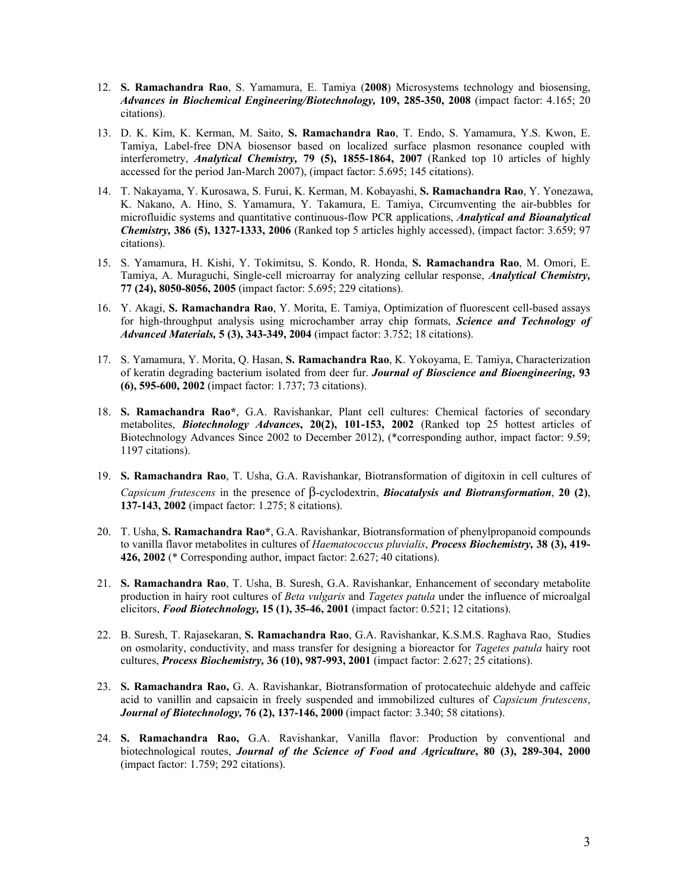12. **S. Ramachandra Rao**, S. Yamamura, E. Tamiya (**2008**) Microsystems technology and biosensing, ***Advances in Biochemical Engineering/Biotechnology,* 109, 285-350, 2008** (impact factor: 4.165; 20 citations).

13. D. K. Kim, K. Kerman, M. Saito, **S. Ramachandra Rao**, T. Endo, S. Yamamura, Y.S. Kwon, E. Tamiya, Label-free DNA biosensor based on localized surface plasmon resonance coupled with interferometry, ***Analytical Chemistry,* 79 (5), 1855-1864, 2007** (Ranked top 10 articles of highly accessed for the period Jan-March 2007), (impact factor: 5.695; 145 citations).

14. T. Nakayama, Y. Kurosawa, S. Furui, K. Kerman, M. Kobayashi, **S. Ramachandra Rao**, Y. Yonezawa, K. Nakano, A. Hino, S. Yamamura, Y. Takamura, E. Tamiya, Circumventing the air-bubbles for microfluidic systems and quantitative continuous-flow PCR applications, ***Analytical and Bioanalytical Chemistry,* 386 (5), 1327-1333, 2006** (Ranked top 5 articles highly accessed), (impact factor: 3.659; 97 citations).

15. S. Yamamura, H. Kishi, Y. Tokimitsu, S. Kondo, R. Honda, **S. Ramachandra Rao**, M. Omori, E. Tamiya, A. Muraguchi, Single-cell microarray for analyzing cellular response, ***Analytical Chemistry,* 77 (24), 8050-8056, 2005** (impact factor: 5.695; 229 citations).

16. Y. Akagi, **S. Ramachandra Rao**, Y. Morita, E. Tamiya, Optimization of fluorescent cell-based assays for high-throughput analysis using microchamber array chip formats, ***Science and Technology of Advanced Materials,* 5 (3), 343-349, 2004** (impact factor: 3.752; 18 citations).

17. S. Yamamura, Y. Morita, Q. Hasan, **S. Ramachandra Rao**, K. Yokoyama, E. Tamiya, Characterization of keratin degrading bacterium isolated from deer fur. ***Journal of Bioscience and Bioengineering,* 93 (6), 595-600, 2002** (impact factor: 1.737; 73 citations).

18. **S. Ramachandra Rao***, G.A. Ravishankar, Plant cell cultures: Chemical factories of secondary metabolites, ***Biotechnology Advances*, 20(2), 101-153, 2002** (Ranked top 25 hottest articles of Biotechnology Advances Since 2002 to December 2012), (*corresponding author, impact factor: 9.59; 1197 citations).

19. **S. Ramachandra Rao**, T. Usha, G.A. Ravishankar, Biotransformation of digitoxin in cell cultures of *Capsicum frutescens* in the presence of β-cyclodextrin, ***Biocatalysis and Biotransformation*, 20 (2), 137-143, 2002** (impact factor: 1.275; 8 citations).

20. T. Usha, **S. Ramachandra Rao***, G.A. Ravishankar, Biotransformation of phenylpropanoid compounds to vanilla flavor metabolites in cultures of *Haematococcus pluvialis*, ***Process Biochemistry,* 38 (3), 419-426, 2002** (* Corresponding author, impact factor: 2.627; 40 citations).

21. **S. Ramachandra Rao**, T. Usha, B. Suresh, G.A. Ravishankar, Enhancement of secondary metabolite production in hairy root cultures of *Beta vulgaris* and *Tagetes patula* under the influence of microalgal elicitors, ***Food Biotechnology,* 15 (1), 35-46, 2001** (impact factor: 0.521; 12 citations).

22. B. Suresh, T. Rajasekaran, **S. Ramachandra Rao**, G.A. Ravishankar, K.S.M.S. Raghava Rao, Studies on osmolarity, conductivity, and mass transfer for designing a bioreactor for *Tagetes patula* hairy root cultures, ***Process Biochemistry,* 36 (10), 987-993, 2001** (impact factor: 2.627; 25 citations).

23. **S. Ramachandra Rao,** G. A. Ravishankar, Biotransformation of protocatechuic aldehyde and caffeic acid to vanillin and capsaicin in freely suspended and immobilized cultures of *Capsicum frutescens*, ***Journal of Biotechnology,* 76 (2), 137-146, 2000** (impact factor: 3.340; 58 citations).

24. **S. Ramachandra Rao,** G.A. Ravishankar, Vanilla flavor: Production by conventional and biotechnological routes, ***Journal of the Science of Food and Agriculture*, 80 (3), 289-304, 2000** (impact factor: 1.759; 292 citations).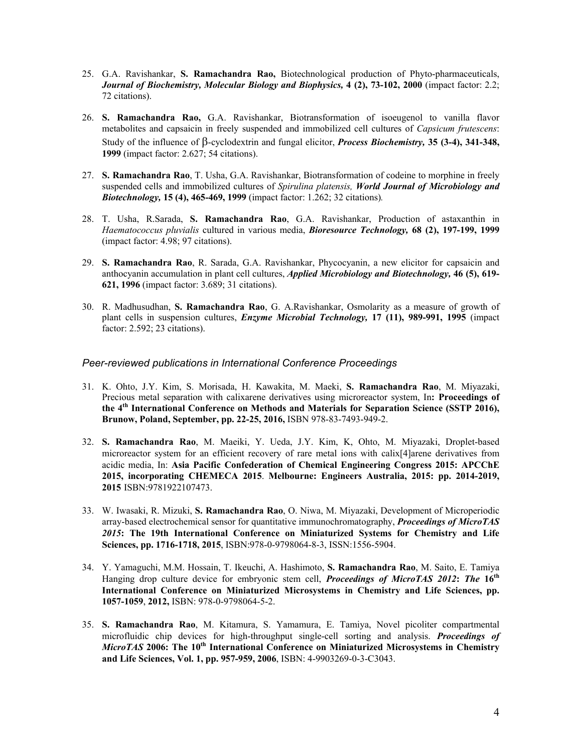25. G.A. Ravishankar, **S. Ramachandra Rao,** Biotechnological production of Phyto-pharmaceuticals, ***Journal of Biochemistry, Molecular Biology and Biophysics,* 4 (2), 73-102, 2000** (impact factor: 2.2; 72 citations).

26. **S. Ramachandra Rao,** G.A. Ravishankar, Biotransformation of isoeugenol to vanilla flavor metabolites and capsaicin in freely suspended and immobilized cell cultures of *Capsicum frutescens*: Study of the influence of β-cyclodextrin and fungal elicitor, ***Process Biochemistry,* 35 (3-4), 341-348, 1999** (impact factor: 2.627; 54 citations).

27. **S. Ramachandra Rao**, T. Usha, G.A. Ravishankar, Biotransformation of codeine to morphine in freely suspended cells and immobilized cultures of *Spirulina platensis,* ***World Journal of Microbiology and Biotechnology,* 15 (4), 465-469, 1999** (impact factor: 1.262; 32 citations).

28. T. Usha, R.Sarada, **S. Ramachandra Rao**, G.A. Ravishankar, Production of astaxanthin in *Haematococcus pluvialis* cultured in various media, ***Bioresource Technology,* 68 (2), 197-199, 1999** (impact factor: 4.98; 97 citations).

29. **S. Ramachandra Rao**, R. Sarada, G.A. Ravishankar, Phycocyanin, a new elicitor for capsaicin and anthocyanin accumulation in plant cell cultures, ***Applied Microbiology and Biotechnology,* 46 (5), 619-621, 1996** (impact factor: 3.689; 31 citations).

30. R. Madhusudhan, **S. Ramachandra Rao**, G. A.Ravishankar, Osmolarity as a measure of growth of plant cells in suspension cultures, ***Enzyme Microbial Technology,* 17 (11), 989-991, 1995** (impact factor: 2.592; 23 citations).

### *Peer-reviewed publications in International Conference Proceedings*

31. K. Ohto, J.Y. Kim, S. Morisada, H. Kawakita, M. Maeki, **S. Ramachandra Rao**, M. Miyazaki, Precious metal separation with calixarene derivatives using microreactor system, In**: Proceedings of the 4th International Conference on Methods and Materials for Separation Science (SSTP 2016), Brunow, Poland, September, pp. 22-25, 2016,** ISBN 978-83-7493-949-2.

32. **S. Ramachandra Rao**, M. Maeiki, Y. Ueda, J.Y. Kim, K, Ohto, M. Miyazaki, Droplet-based microreactor system for an efficient recovery of rare metal ions with calix[4]arene derivatives from acidic media, In: **Asia Pacific Confederation of Chemical Engineering Congress 2015: APCChE 2015, incorporating CHEMECA 2015**. **Melbourne: Engineers Australia, 2015: pp. 2014-2019, 2015** ISBN:9781922107473.

33. W. Iwasaki, R. Mizuki, **S. Ramachandra Rao**, O. Niwa, M. Miyazaki, Development of Microperiodic array-based electrochemical sensor for quantitative immunochromatography, ***Proceedings of MicroTAS 2015*: The 19th International Conference on Miniaturized Systems for Chemistry and Life Sciences, pp. 1716-1718, 2015**, ISBN:978-0-9798064-8-3, ISSN:1556-5904.

34. Y. Yamaguchi, M.M. Hossain, T. Ikeuchi, A. Hashimoto, **S. Ramachandra Rao**, M. Saito, E. Tamiya Hanging drop culture device for embryonic stem cell, ***Proceedings of MicroTAS 2012*: *The* 16th International Conference on Miniaturized Microsystems in Chemistry and Life Sciences, pp. 1057-1059**, **2012,** ISBN: 978-0-9798064-5-2.

35. **S. Ramachandra Rao**, M. Kitamura, S. Yamamura, E. Tamiya, Novel picoliter compartmental microfluidic chip devices for high-throughput single-cell sorting and analysis. ***Proceedings of MicroTAS* 2006: The 10th International Conference on Miniaturized Microsystems in Chemistry and Life Sciences, Vol. 1, pp. 957-959, 2006**, ISBN: 4-9903269-0-3-C3043.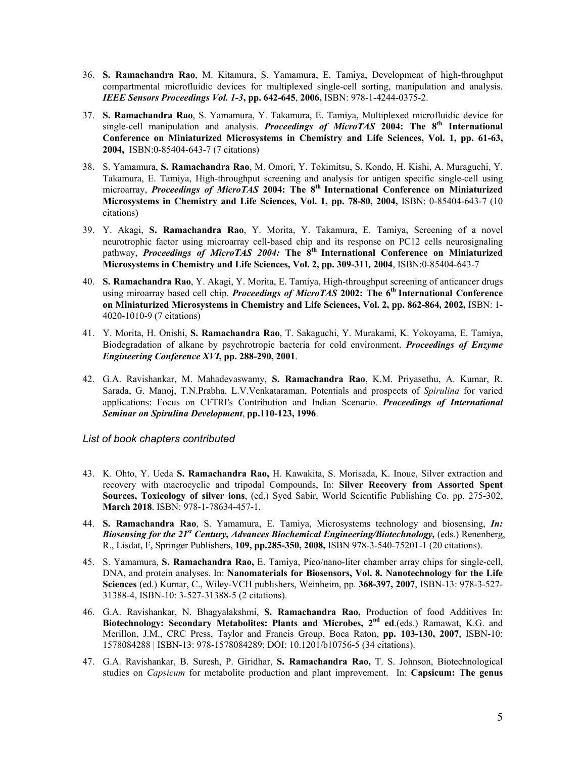36. **S. Ramachandra Rao**, M. Kitamura, S. Yamamura, E. Tamiya, Development of high-throughput compartmental microfluidic devices for multiplexed single-cell sorting, manipulation and analysis. ***IEEE Sensors Proceedings Vol. 1-3*, pp. 642-645**, **2006,** ISBN: 978-1-4244-0375-2.

37. **S. Ramachandra Rao**, S. Yamamura, Y. Takamura, E. Tamiya, Multiplexed microfluidic device for single-cell manipulation and analysis. ***Proceedings of MicroTAS* 2004: The 8th International Conference on Miniaturized Microsystems in Chemistry and Life Sciences, Vol. 1, pp. 61-63, 2004,** ISBN:0-85404-643-7 (7 citations)

38. S. Yamamura, **S. Ramachandra Rao**, M. Omori, Y. Tokimitsu, S. Kondo, H. Kishi, A. Muraguchi, Y. Takamura, E. Tamiya, High-throughput screening and analysis for antigen specific single-cell using microarray, ***Proceedings of MicroTAS* 2004: The 8th International Conference on Miniaturized Microsystems in Chemistry and Life Sciences, Vol. 1, pp. 78-80, 2004,** ISBN: 0-85404-643-7 (10 citations)

39. Y. Akagi, **S. Ramachandra Rao**, Y. Morita, Y. Takamura, E. Tamiya, Screening of a novel neurotrophic factor using microarray cell-based chip and its response on PC12 cells neurosignaling pathway, ***Proceedings of MicroTAS 2004:* The 8th International Conference on Miniaturized Microsystems in Chemistry and Life Sciences, Vol. 2, pp. 309-311, 2004**, ISBN:0-85404-643-7

40. **S. Ramachandra Rao**, Y. Akagi, Y. Morita, E. Tamiya, High-throughput screening of anticancer drugs using miroarray based cell chip. ***Proceedings of MicroTAS* 2002: The 6th International Conference on Miniaturized Microsystems in Chemistry and Life Sciences, Vol. 2, pp. 862-864, 2002,** ISBN: 1-4020-1010-9 (7 citations)

41. Y. Morita, H. Onishi, **S. Ramachandra Rao**, T. Sakaguchi, Y. Murakami, K. Yokoyama, E. Tamiya, Biodegradation of alkane by psychrotropic bacteria for cold environment. ***Proceedings of Enzyme Engineering Conference XVI*, pp. 288-290, 2001**.

42. G.A. Ravishankar, M. Mahadevaswamy, **S. Ramachandra Rao**, K.M. Priyasethu, A. Kumar, R. Sarada, G. Manoj, T.N.Prabha, L.V.Venkataraman, Potentials and prospects of *Spirulina* for varied applications: Focus on CFTRI's Contribution and Indian Scenario. ***Proceedings of International Seminar on Spirulina Development*, pp.110-123, 1996**.

### *List of book chapters contributed*

43. K. Ohto, Y. Ueda **S. Ramachandra Rao,** H. Kawakita, S. Morisada, K. Inoue, Silver extraction and recovery with macrocyclic and tripodal Compounds, In: **Silver Recovery from Assorted Spent Sources, Toxicology of silver ions**, (ed.) Syed Sabir, World Scientific Publishing Co. pp. 275-302, **March 2018**. ISBN: 978-1-78634-457-1.

44. **S. Ramachandra Rao**, S. Yamamura, E. Tamiya, Microsystems technology and biosensing, ***In: Biosensing for the 21st Century, Advances Biochemical Engineering/Biotechnology,*** (eds.) Renenberg, R., Lisdat, F, Springer Publishers, **109, pp.285-350, 2008,** ISBN 978-3-540-75201-1 (20 citations).

45. S. Yamamura, **S. Ramachandra Rao,** E. Tamiya, Pico/nano-liter chamber array chips for single-cell, DNA, and protein analyses. In: **Nanomaterials for Biosensors, Vol. 8. Nanotechnology for the Life Sciences** (ed.) Kumar, C., Wiley-VCH publishers, Weinheim, pp. **368-397, 2007**, ISBN-13: 978-3-527-31388-4, ISBN-10: 3-527-31388-5 (2 citations).

46. G.A. Ravishankar, N. Bhagyalakshmi, **S. Ramachandra Rao,** Production of food Additives In: **Biotechnology: Secondary Metabolites: Plants and Microbes, 2nd ed**.(eds.) Ramawat, K.G. and Merillon, J.M., CRC Press, Taylor and Francis Group, Boca Raton, **pp. 103-130, 2007**, ISBN-10: 1578084288 | ISBN-13: 978-1578084289; DOI: 10.1201/b10756-5 (34 citations).

47. G.A. Ravishankar, B. Suresh, P. Giridhar, **S. Ramachandra Rao,** T. S. Johnson, Biotechnological studies on *Capsicum* for metabolite production and plant improvement. In: **Capsicum: The genus**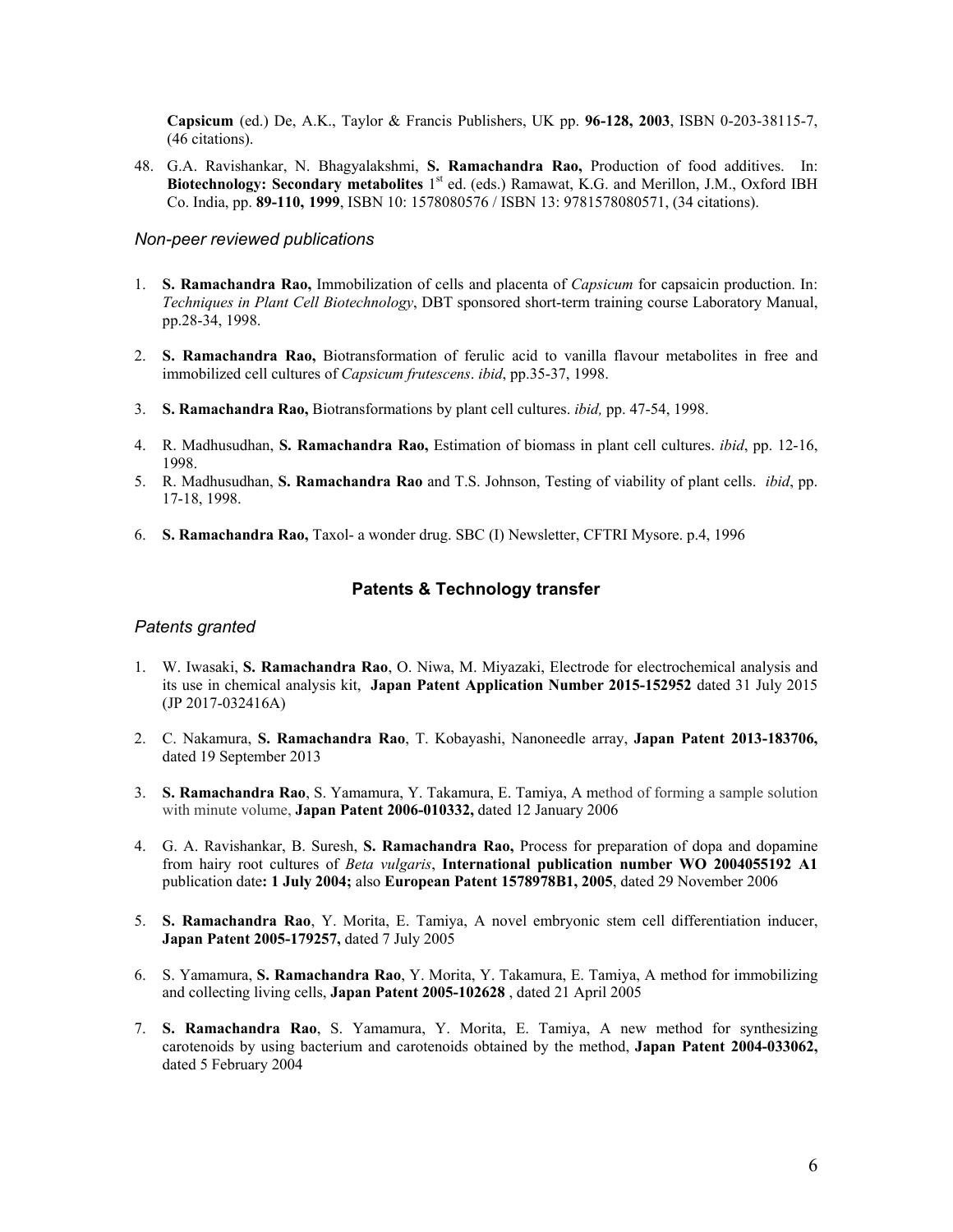**Capsicum** (ed.) De, A.K., Taylor & Francis Publishers, UK pp. **96-128, 2003**, ISBN 0-203-38115-7, (46 citations).

48. G.A. Ravishankar, N. Bhagyalakshmi, **S. Ramachandra Rao,** Production of food additives. In: **Biotechnology: Secondary metabolites** 1st ed. (eds.) Ramawat, K.G. and Merillon, J.M., Oxford IBH Co. India, pp. **89-110, 1999**, ISBN 10: 1578080576 / ISBN 13: 9781578080571, (34 citations).

### *Non-peer reviewed publications*

1. **S. Ramachandra Rao,** Immobilization of cells and placenta of *Capsicum* for capsaicin production. In: *Techniques in Plant Cell Biotechnology*, DBT sponsored short-term training course Laboratory Manual, pp.28-34, 1998.

2. **S. Ramachandra Rao,** Biotransformation of ferulic acid to vanilla flavour metabolites in free and immobilized cell cultures of *Capsicum frutescens*. *ibid*, pp.35-37, 1998.

3. **S. Ramachandra Rao,** Biotransformations by plant cell cultures. *ibid,* pp. 47-54, 1998.

4. R. Madhusudhan, **S. Ramachandra Rao,** Estimation of biomass in plant cell cultures. *ibid*, pp. 12-16, 1998.
5. R. Madhusudhan, **S. Ramachandra Rao** and T.S. Johnson, Testing of viability of plant cells. *ibid*, pp. 17-18, 1998.

6. **S. Ramachandra Rao,** Taxol- a wonder drug. SBC (I) Newsletter, CFTRI Mysore. p.4, 1996

## Patents & Technology transfer

### *Patents granted*

1. W. Iwasaki, **S. Ramachandra Rao**, O. Niwa, M. Miyazaki, Electrode for electrochemical analysis and its use in chemical analysis kit, **Japan Patent Application Number 2015-152952** dated 31 July 2015 (JP 2017-032416A)

2. C. Nakamura, **S. Ramachandra Rao**, T. Kobayashi, Nanoneedle array, **Japan Patent 2013-183706,** dated 19 September 2013

3. **S. Ramachandra Rao**, S. Yamamura, Y. Takamura, E. Tamiya, A method of forming a sample solution with minute volume, **Japan Patent 2006-010332,** dated 12 January 2006

4. G. A. Ravishankar, B. Suresh, **S. Ramachandra Rao,** Process for preparation of dopa and dopamine from hairy root cultures of *Beta vulgaris*, **International publication number WO 2004055192 A1** publication date**: 1 July 2004;** also **European Patent 1578978B1, 2005**, dated 29 November 2006

5. **S. Ramachandra Rao**, Y. Morita, E. Tamiya, A novel embryonic stem cell differentiation inducer, **Japan Patent 2005-179257,** dated 7 July 2005

6. S. Yamamura, **S. Ramachandra Rao**, Y. Morita, Y. Takamura, E. Tamiya, A method for immobilizing and collecting living cells, **Japan Patent 2005-102628** , dated 21 April 2005

7. **S. Ramachandra Rao**, S. Yamamura, Y. Morita, E. Tamiya, A new method for synthesizing carotenoids by using bacterium and carotenoids obtained by the method, **Japan Patent 2004-033062,** dated 5 February 2004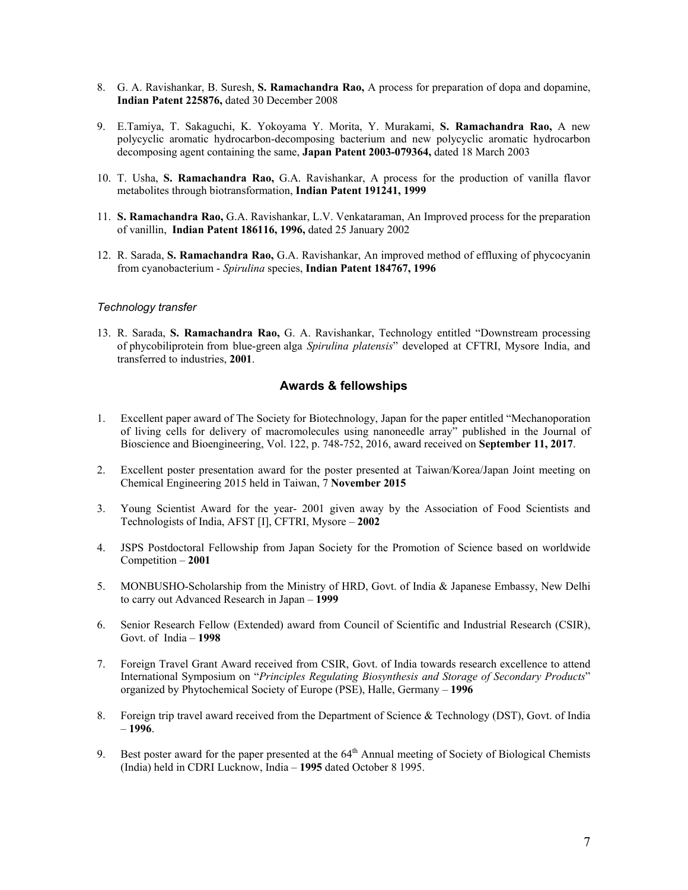8. G. A. Ravishankar, B. Suresh, **S. Ramachandra Rao,** A process for preparation of dopa and dopamine, **Indian Patent 225876,** dated 30 December 2008

9. E.Tamiya, T. Sakaguchi, K. Yokoyama Y. Morita, Y. Murakami, **S. Ramachandra Rao,** A new polycyclic aromatic hydrocarbon-decomposing bacterium and new polycyclic aromatic hydrocarbon decomposing agent containing the same, **Japan Patent 2003-079364,** dated 18 March 2003

10. T. Usha, **S. Ramachandra Rao,** G.A. Ravishankar, A process for the production of vanilla flavor metabolites through biotransformation, **Indian Patent 191241, 1999**

11. **S. Ramachandra Rao,** G.A. Ravishankar, L.V. Venkataraman, An Improved process for the preparation of vanillin, **Indian Patent 186116, 1996,** dated 25 January 2002

12. R. Sarada, **S. Ramachandra Rao,** G.A. Ravishankar, An improved method of effluxing of phycocyanin from cyanobacterium - *Spirulina* species, **Indian Patent 184767, 1996**

*Technology transfer*

13. R. Sarada, **S. Ramachandra Rao,** G. A. Ravishankar, Technology entitled "Downstream processing of phycobiliprotein from blue-green alga *Spirulina platensis*" developed at CFTRI, Mysore India, and transferred to industries, **2001**.

## Awards & fellowships

1. Excellent paper award of The Society for Biotechnology, Japan for the paper entitled "Mechanoporation of living cells for delivery of macromolecules using nanoneedle array" published in the Journal of Bioscience and Bioengineering, Vol. 122, p. 748-752, 2016, award received on **September 11, 2017**.

2. Excellent poster presentation award for the poster presented at Taiwan/Korea/Japan Joint meeting on Chemical Engineering 2015 held in Taiwan, 7 **November 2015**

3. Young Scientist Award for the year- 2001 given away by the Association of Food Scientists and Technologists of India, AFST [I], CFTRI, Mysore – **2002**

4. JSPS Postdoctoral Fellowship from Japan Society for the Promotion of Science based on worldwide Competition – **2001**

5. MONBUSHO-Scholarship from the Ministry of HRD, Govt. of India & Japanese Embassy, New Delhi to carry out Advanced Research in Japan – **1999**

6. Senior Research Fellow (Extended) award from Council of Scientific and Industrial Research (CSIR), Govt. of India – **1998**

7. Foreign Travel Grant Award received from CSIR, Govt. of India towards research excellence to attend International Symposium on "*Principles Regulating Biosynthesis and Storage of Secondary Products*" organized by Phytochemical Society of Europe (PSE), Halle, Germany – **1996**

8. Foreign trip travel award received from the Department of Science & Technology (DST), Govt. of India – **1996**.

9. Best poster award for the paper presented at the 64th Annual meeting of Society of Biological Chemists (India) held in CDRI Lucknow, India – **1995** dated October 8 1995.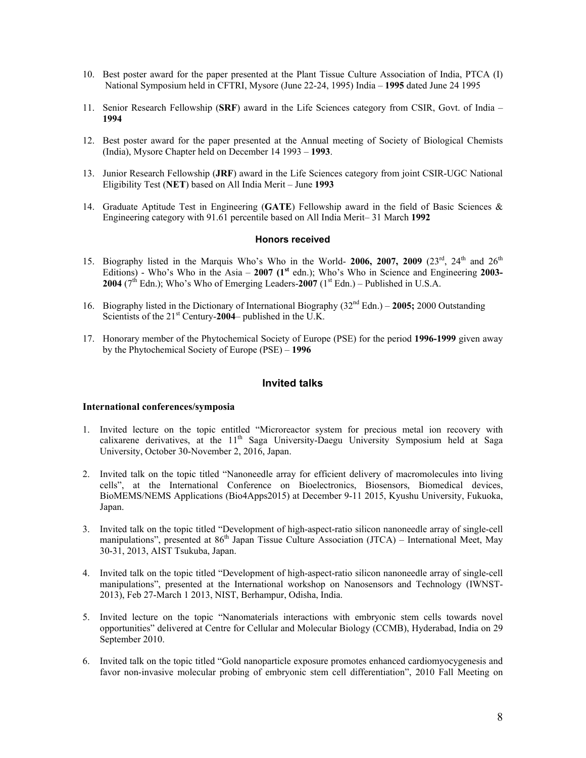10. Best poster award for the paper presented at the Plant Tissue Culture Association of India, PTCA (I) National Symposium held in CFTRI, Mysore (June 22-24, 1995) India – **1995** dated June 24 1995

11. Senior Research Fellowship (**SRF**) award in the Life Sciences category from CSIR, Govt. of India – **1994**

12. Best poster award for the paper presented at the Annual meeting of Society of Biological Chemists (India), Mysore Chapter held on December 14 1993 – **1993**.

13. Junior Research Fellowship (**JRF**) award in the Life Sciences category from joint CSIR-UGC National Eligibility Test (**NET**) based on All India Merit – June **1993**

14. Graduate Aptitude Test in Engineering (**GATE**) Fellowship award in the field of Basic Sciences & Engineering category with 91.61 percentile based on All India Merit– 31 March **1992**

### Honors received

15. Biography listed in the Marquis Who's Who in the World- **2006, 2007, 2009** (23rd, 24th and 26th Editions) - Who's Who in the Asia – **2007 (1st** edn.); Who's Who in Science and Engineering **2003-2004** (7th Edn.); Who's Who of Emerging Leaders-**2007** (1st Edn.) – Published in U.S.A.

16. Biography listed in the Dictionary of International Biography (32nd Edn.) – **2005;** 2000 Outstanding Scientists of the 21st Century-**2004**– published in the U.K.

17. Honorary member of the Phytochemical Society of Europe (PSE) for the period **1996-1999** given away by the Phytochemical Society of Europe (PSE) – **1996**

## Invited talks

**International conferences/symposia**

1. Invited lecture on the topic entitled "Microreactor system for precious metal ion recovery with calixarene derivatives, at the 11th Saga University-Daegu University Symposium held at Saga University, October 30-November 2, 2016, Japan.

2. Invited talk on the topic titled "Nanoneedle array for efficient delivery of macromolecules into living cells", at the International Conference on Bioelectronics, Biosensors, Biomedical devices, BioMEMS/NEMS Applications (Bio4Apps2015) at December 9-11 2015, Kyushu University, Fukuoka, Japan.

3. Invited talk on the topic titled "Development of high-aspect-ratio silicon nanoneedle array of single-cell manipulations", presented at 86th Japan Tissue Culture Association (JTCA) – International Meet, May 30-31, 2013, AIST Tsukuba, Japan.

4. Invited talk on the topic titled "Development of high-aspect-ratio silicon nanoneedle array of single-cell manipulations", presented at the International workshop on Nanosensors and Technology (IWNST-2013), Feb 27-March 1 2013, NIST, Berhampur, Odisha, India.

5. Invited lecture on the topic "Nanomaterials interactions with embryonic stem cells towards novel opportunities" delivered at Centre for Cellular and Molecular Biology (CCMB), Hyderabad, India on 29 September 2010.

6. Invited talk on the topic titled "Gold nanoparticle exposure promotes enhanced cardiomyocygenesis and favor non-invasive molecular probing of embryonic stem cell differentiation", 2010 Fall Meeting on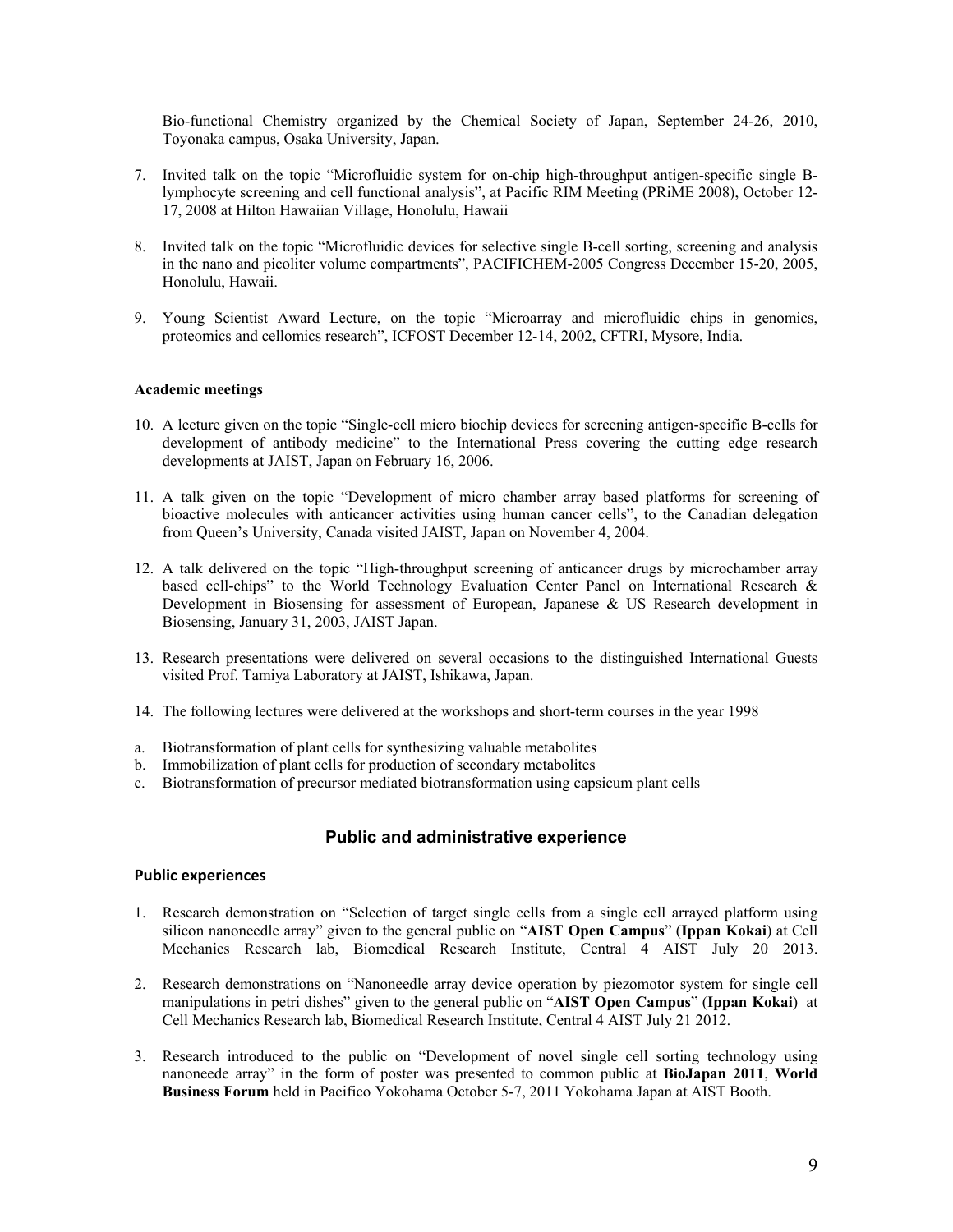Bio-functional Chemistry organized by the Chemical Society of Japan, September 24-26, 2010, Toyonaka campus, Osaka University, Japan.

7. Invited talk on the topic "Microfluidic system for on-chip high-throughput antigen-specific single B-lymphocyte screening and cell functional analysis", at Pacific RIM Meeting (PRiME 2008), October 12-17, 2008 at Hilton Hawaiian Village, Honolulu, Hawaii

8. Invited talk on the topic "Microfluidic devices for selective single B-cell sorting, screening and analysis in the nano and picoliter volume compartments", PACIFICHEM-2005 Congress December 15-20, 2005, Honolulu, Hawaii.

9. Young Scientist Award Lecture, on the topic "Microarray and microfluidic chips in genomics, proteomics and cellomics research", ICFOST December 12-14, 2002, CFTRI, Mysore, India.

**Academic meetings**

10. A lecture given on the topic "Single-cell micro biochip devices for screening antigen-specific B-cells for development of antibody medicine" to the International Press covering the cutting edge research developments at JAIST, Japan on February 16, 2006.

11. A talk given on the topic "Development of micro chamber array based platforms for screening of bioactive molecules with anticancer activities using human cancer cells", to the Canadian delegation from Queen's University, Canada visited JAIST, Japan on November 4, 2004.

12. A talk delivered on the topic "High-throughput screening of anticancer drugs by microchamber array based cell-chips" to the World Technology Evaluation Center Panel on International Research & Development in Biosensing for assessment of European, Japanese & US Research development in Biosensing, January 31, 2003, JAIST Japan.

13. Research presentations were delivered on several occasions to the distinguished International Guests visited Prof. Tamiya Laboratory at JAIST, Ishikawa, Japan.

14. The following lectures were delivered at the workshops and short-term courses in the year 1998

a. Biotransformation of plant cells for synthesizing valuable metabolites
b. Immobilization of plant cells for production of secondary metabolites
c. Biotransformation of precursor mediated biotransformation using capsicum plant cells

## Public and administrative experience

### Public experiences

1. Research demonstration on "Selection of target single cells from a single cell arrayed platform using silicon nanoneedle array" given to the general public on "**AIST Open Campus**" (**Ippan Kokai**) at Cell Mechanics Research lab, Biomedical Research Institute, Central 4 AIST July 20 2013.

2. Research demonstrations on "Nanoneedle array device operation by piezomotor system for single cell manipulations in petri dishes" given to the general public on "**AIST Open Campus**" (**Ippan Kokai**) at Cell Mechanics Research lab, Biomedical Research Institute, Central 4 AIST July 21 2012.

3. Research introduced to the public on "Development of novel single cell sorting technology using nanoneede array" in the form of poster was presented to common public at **BioJapan 2011**, **World Business Forum** held in Pacifico Yokohama October 5-7, 2011 Yokohama Japan at AIST Booth.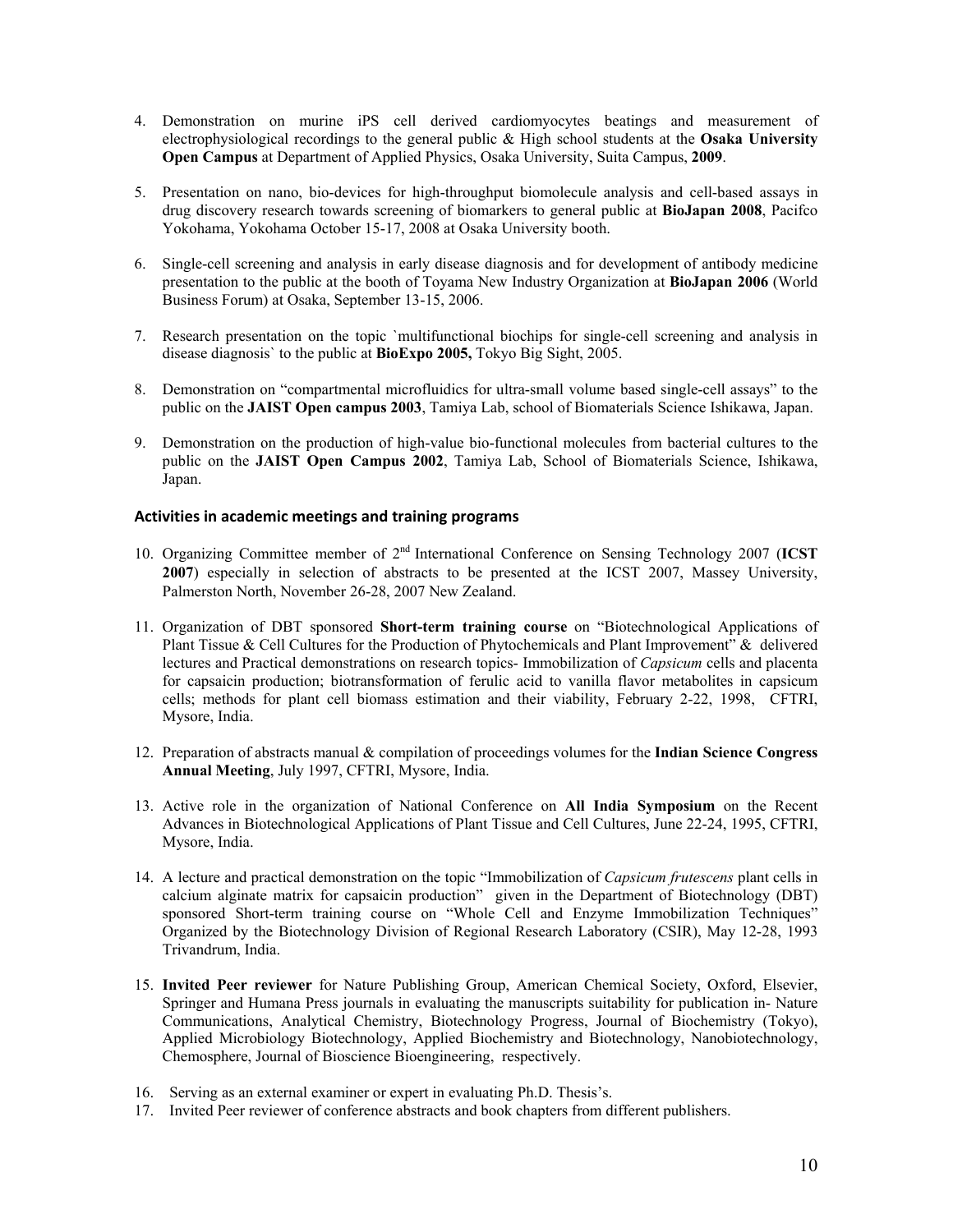4. Demonstration on murine iPS cell derived cardiomyocytes beatings and measurement of electrophysiological recordings to the general public & High school students at the **Osaka University Open Campus** at Department of Applied Physics, Osaka University, Suita Campus, **2009**.

5. Presentation on nano, bio-devices for high-throughput biomolecule analysis and cell-based assays in drug discovery research towards screening of biomarkers to general public at **BioJapan 2008**, Pacifco Yokohama, Yokohama October 15-17, 2008 at Osaka University booth.

6. Single-cell screening and analysis in early disease diagnosis and for development of antibody medicine presentation to the public at the booth of Toyama New Industry Organization at **BioJapan 2006** (World Business Forum) at Osaka, September 13-15, 2006.

7. Research presentation on the topic `multifunctional biochips for single-cell screening and analysis in disease diagnosis` to the public at **BioExpo 2005,** Tokyo Big Sight, 2005.

8. Demonstration on "compartmental microfluidics for ultra-small volume based single-cell assays" to the public on the **JAIST Open campus 2003**, Tamiya Lab, school of Biomaterials Science Ishikawa, Japan.

9. Demonstration on the production of high-value bio-functional molecules from bacterial cultures to the public on the **JAIST Open Campus 2002**, Tamiya Lab, School of Biomaterials Science, Ishikawa, Japan.

### Activities in academic meetings and training programs

10. Organizing Committee member of 2nd International Conference on Sensing Technology 2007 (**ICST 2007**) especially in selection of abstracts to be presented at the ICST 2007, Massey University, Palmerston North, November 26-28, 2007 New Zealand.

11. Organization of DBT sponsored **Short-term training course** on "Biotechnological Applications of Plant Tissue & Cell Cultures for the Production of Phytochemicals and Plant Improvement" & delivered lectures and Practical demonstrations on research topics- Immobilization of *Capsicum* cells and placenta for capsaicin production; biotransformation of ferulic acid to vanilla flavor metabolites in capsicum cells; methods for plant cell biomass estimation and their viability, February 2-22, 1998, CFTRI, Mysore, India.

12. Preparation of abstracts manual & compilation of proceedings volumes for the **Indian Science Congress Annual Meeting**, July 1997, CFTRI, Mysore, India.

13. Active role in the organization of National Conference on **All India Symposium** on the Recent Advances in Biotechnological Applications of Plant Tissue and Cell Cultures, June 22-24, 1995, CFTRI, Mysore, India.

14. A lecture and practical demonstration on the topic "Immobilization of *Capsicum frutescens* plant cells in calcium alginate matrix for capsaicin production" given in the Department of Biotechnology (DBT) sponsored Short-term training course on "Whole Cell and Enzyme Immobilization Techniques" Organized by the Biotechnology Division of Regional Research Laboratory (CSIR), May 12-28, 1993 Trivandrum, India.

15. **Invited Peer reviewer** for Nature Publishing Group, American Chemical Society, Oxford, Elsevier, Springer and Humana Press journals in evaluating the manuscripts suitability for publication in- Nature Communications, Analytical Chemistry, Biotechnology Progress, Journal of Biochemistry (Tokyo), Applied Microbiology Biotechnology, Applied Biochemistry and Biotechnology, Nanobiotechnology, Chemosphere, Journal of Bioscience Bioengineering, respectively.

16. Serving as an external examiner or expert in evaluating Ph.D. Thesis's.

17. Invited Peer reviewer of conference abstracts and book chapters from different publishers.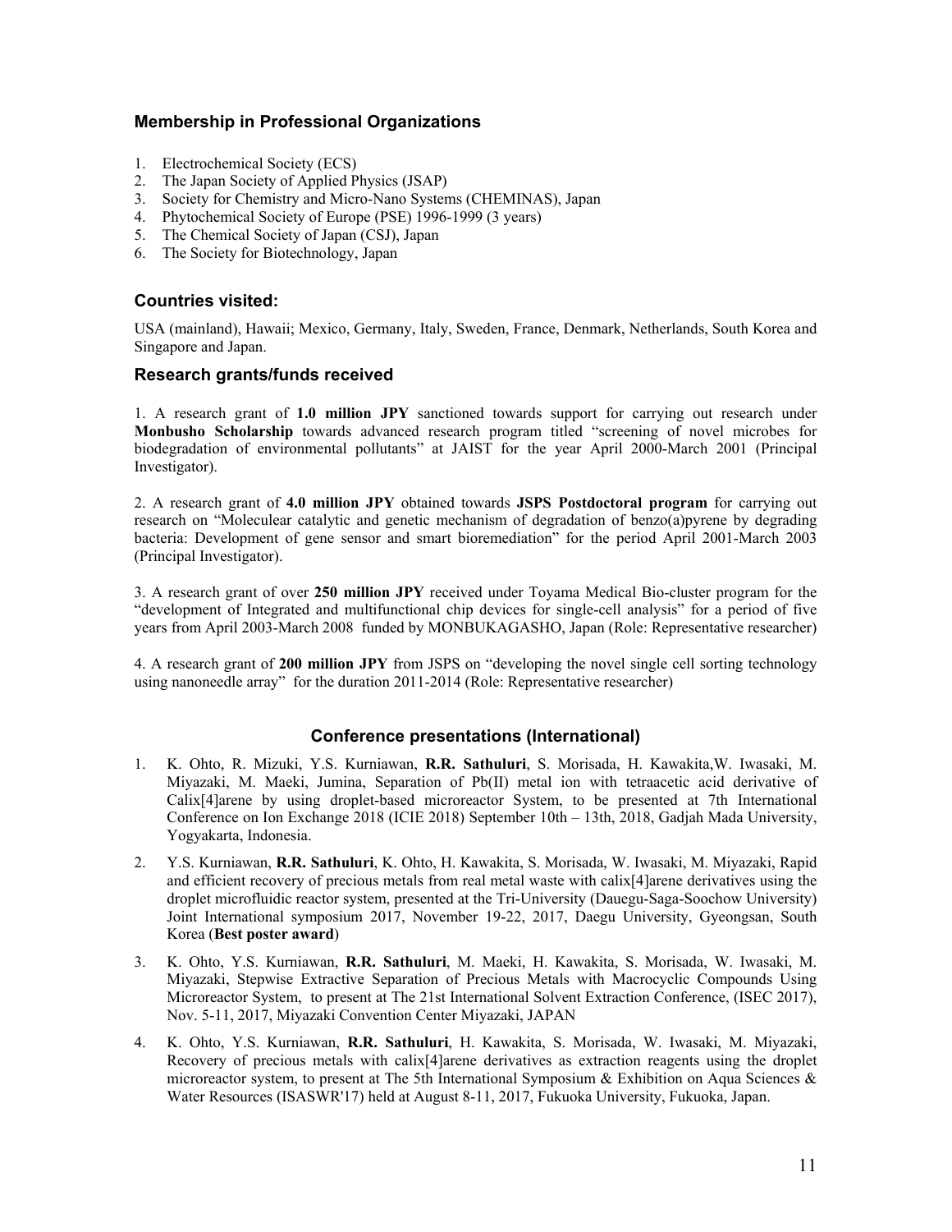## Membership in Professional Organizations

1. Electrochemical Society (ECS)
2. The Japan Society of Applied Physics (JSAP)
3. Society for Chemistry and Micro-Nano Systems (CHEMINAS), Japan
4. Phytochemical Society of Europe (PSE) 1996-1999 (3 years)
5. The Chemical Society of Japan (CSJ), Japan
6. The Society for Biotechnology, Japan

## Countries visited:

USA (mainland), Hawaii; Mexico, Germany, Italy, Sweden, France, Denmark, Netherlands, South Korea and Singapore and Japan.

## Research grants/funds received

1. A research grant of **1.0 million JPY** sanctioned towards support for carrying out research under **Monbusho Scholarship** towards advanced research program titled "screening of novel microbes for biodegradation of environmental pollutants" at JAIST for the year April 2000-March 2001 (Principal Investigator).

2. A research grant of **4.0 million JPY** obtained towards **JSPS Postdoctoral program** for carrying out research on "Moleculear catalytic and genetic mechanism of degradation of benzo(a)pyrene by degrading bacteria: Development of gene sensor and smart bioremediation" for the period April 2001-March 2003 (Principal Investigator).

3. A research grant of over **250 million JPY** received under Toyama Medical Bio-cluster program for the "development of Integrated and multifunctional chip devices for single-cell analysis" for a period of five years from April 2003-March 2008 funded by MONBUKAGASHO, Japan (Role: Representative researcher)

4. A research grant of **200 million JPY** from JSPS on "developing the novel single cell sorting technology using nanoneedle array" for the duration 2011-2014 (Role: Representative researcher)

## Conference presentations (International)

1. K. Ohto, R. Mizuki, Y.S. Kurniawan, **R.R. Sathuluri**, S. Morisada, H. Kawakita,W. Iwasaki, M. Miyazaki, M. Maeki, Jumina, Separation of Pb(II) metal ion with tetraacetic acid derivative of Calix[4]arene by using droplet-based microreactor System, to be presented at 7th International Conference on Ion Exchange 2018 (ICIE 2018) September 10th – 13th, 2018, Gadjah Mada University, Yogyakarta, Indonesia.
2. Y.S. Kurniawan, **R.R. Sathuluri**, K. Ohto, H. Kawakita, S. Morisada, W. Iwasaki, M. Miyazaki, Rapid and efficient recovery of precious metals from real metal waste with calix[4]arene derivatives using the droplet microfluidic reactor system, presented at the Tri-University (Dauegu-Saga-Soochow University) Joint International symposium 2017, November 19-22, 2017, Daegu University, Gyeongsan, South Korea (**Best poster award**)
3. K. Ohto, Y.S. Kurniawan, **R.R. Sathuluri**, M. Maeki, H. Kawakita, S. Morisada, W. Iwasaki, M. Miyazaki, Stepwise Extractive Separation of Precious Metals with Macrocyclic Compounds Using Microreactor System, to present at The 21st International Solvent Extraction Conference, (ISEC 2017), Nov. 5-11, 2017, Miyazaki Convention Center Miyazaki, JAPAN
4. K. Ohto, Y.S. Kurniawan, **R.R. Sathuluri**, H. Kawakita, S. Morisada, W. Iwasaki, M. Miyazaki, Recovery of precious metals with calix[4]arene derivatives as extraction reagents using the droplet microreactor system, to present at The 5th International Symposium & Exhibition on Aqua Sciences & Water Resources (ISASWR'17) held at August 8-11, 2017, Fukuoka University, Fukuoka, Japan.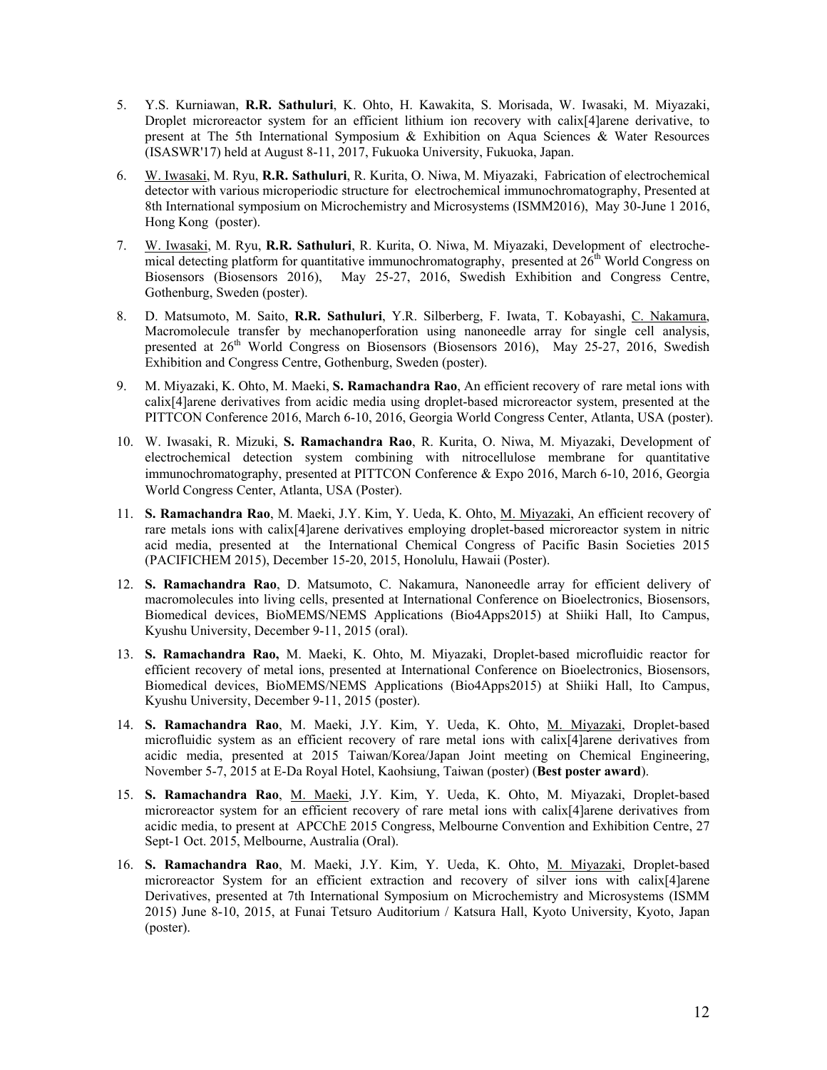5. Y.S. Kurniawan, **R.R. Sathuluri**, K. Ohto, H. Kawakita, S. Morisada, W. Iwasaki, M. Miyazaki, Droplet microreactor system for an efficient lithium ion recovery with calix[4]arene derivative, to present at The 5th International Symposium & Exhibition on Aqua Sciences & Water Resources (ISASWR'17) held at August 8-11, 2017, Fukuoka University, Fukuoka, Japan.

6. W. Iwasaki, M. Ryu, **R.R. Sathuluri**, R. Kurita, O. Niwa, M. Miyazaki, Fabrication of electrochemical detector with various microperiodic structure for electrochemical immunochromatography, Presented at 8th International symposium on Microchemistry and Microsystems (ISMM2016), May 30-June 1 2016, Hong Kong (poster).

7. W. Iwasaki, M. Ryu, **R.R. Sathuluri**, R. Kurita, O. Niwa, M. Miyazaki, Development of electrochemical detecting platform for quantitative immunochromatography, presented at 26th World Congress on Biosensors (Biosensors 2016), May 25-27, 2016, Swedish Exhibition and Congress Centre, Gothenburg, Sweden (poster).

8. D. Matsumoto, M. Saito, **R.R. Sathuluri**, Y.R. Silberberg, F. Iwata, T. Kobayashi, C. Nakamura, Macromolecule transfer by mechanoperforation using nanoneedle array for single cell analysis, presented at 26th World Congress on Biosensors (Biosensors 2016), May 25-27, 2016, Swedish Exhibition and Congress Centre, Gothenburg, Sweden (poster).

9. M. Miyazaki, K. Ohto, M. Maeki, **S. Ramachandra Rao**, An efficient recovery of rare metal ions with calix[4]arene derivatives from acidic media using droplet-based microreactor system, presented at the PITTCON Conference 2016, March 6-10, 2016, Georgia World Congress Center, Atlanta, USA (poster).

10. W. Iwasaki, R. Mizuki, **S. Ramachandra Rao**, R. Kurita, O. Niwa, M. Miyazaki, Development of electrochemical detection system combining with nitrocellulose membrane for quantitative immunochromatography, presented at PITTCON Conference & Expo 2016, March 6-10, 2016, Georgia World Congress Center, Atlanta, USA (Poster).

11. **S. Ramachandra Rao**, M. Maeki, J.Y. Kim, Y. Ueda, K. Ohto, M. Miyazaki, An efficient recovery of rare metals ions with calix[4]arene derivatives employing droplet-based microreactor system in nitric acid media, presented at the International Chemical Congress of Pacific Basin Societies 2015 (PACIFICHEM 2015), December 15-20, 2015, Honolulu, Hawaii (Poster).

12. **S. Ramachandra Rao**, D. Matsumoto, C. Nakamura, Nanoneedle array for efficient delivery of macromolecules into living cells, presented at International Conference on Bioelectronics, Biosensors, Biomedical devices, BioMEMS/NEMS Applications (Bio4Apps2015) at Shiiki Hall, Ito Campus, Kyushu University, December 9-11, 2015 (oral).

13. **S. Ramachandra Rao,** M. Maeki, K. Ohto, M. Miyazaki, Droplet-based microfluidic reactor for efficient recovery of metal ions, presented at International Conference on Bioelectronics, Biosensors, Biomedical devices, BioMEMS/NEMS Applications (Bio4Apps2015) at Shiiki Hall, Ito Campus, Kyushu University, December 9-11, 2015 (poster).

14. **S. Ramachandra Rao**, M. Maeki, J.Y. Kim, Y. Ueda, K. Ohto, M. Miyazaki, Droplet-based microfluidic system as an efficient recovery of rare metal ions with calix[4]arene derivatives from acidic media, presented at 2015 Taiwan/Korea/Japan Joint meeting on Chemical Engineering, November 5-7, 2015 at E-Da Royal Hotel, Kaohsiung, Taiwan (poster) (**Best poster award**).

15. **S. Ramachandra Rao**, M. Maeki, J.Y. Kim, Y. Ueda, K. Ohto, M. Miyazaki, Droplet-based microreactor system for an efficient recovery of rare metal ions with calix[4]arene derivatives from acidic media, to present at APCChE 2015 Congress, Melbourne Convention and Exhibition Centre, 27 Sept-1 Oct. 2015, Melbourne, Australia (Oral).

16. **S. Ramachandra Rao**, M. Maeki, J.Y. Kim, Y. Ueda, K. Ohto, M. Miyazaki, Droplet-based microreactor System for an efficient extraction and recovery of silver ions with calix[4]arene Derivatives, presented at 7th International Symposium on Microchemistry and Microsystems (ISMM 2015) June 8-10, 2015, at Funai Tetsuro Auditorium / Katsura Hall, Kyoto University, Kyoto, Japan (poster).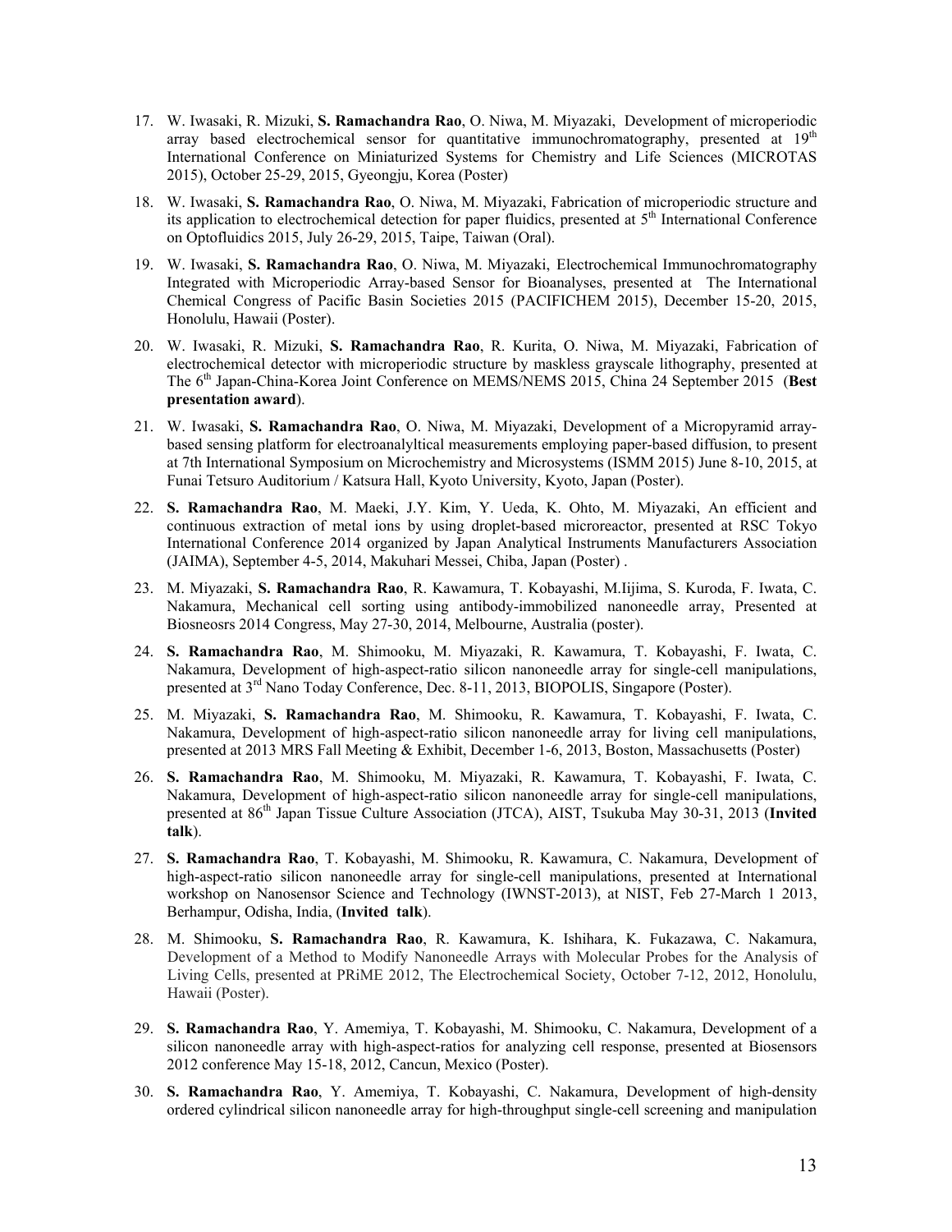17. W. Iwasaki, R. Mizuki, **S. Ramachandra Rao**, O. Niwa, M. Miyazaki, Development of microperiodic array based electrochemical sensor for quantitative immunochromatography, presented at 19th International Conference on Miniaturized Systems for Chemistry and Life Sciences (MICROTAS 2015), October 25-29, 2015, Gyeongju, Korea (Poster)

18. W. Iwasaki, **S. Ramachandra Rao**, O. Niwa, M. Miyazaki, Fabrication of microperiodic structure and its application to electrochemical detection for paper fluidics, presented at 5th International Conference on Optofluidics 2015, July 26-29, 2015, Taipe, Taiwan (Oral).

19. W. Iwasaki, **S. Ramachandra Rao**, O. Niwa, M. Miyazaki, Electrochemical Immunochromatography Integrated with Microperiodic Array-based Sensor for Bioanalyses, presented at The International Chemical Congress of Pacific Basin Societies 2015 (PACIFICHEM 2015), December 15-20, 2015, Honolulu, Hawaii (Poster).

20. W. Iwasaki, R. Mizuki, **S. Ramachandra Rao**, R. Kurita, O. Niwa, M. Miyazaki, Fabrication of electrochemical detector with microperiodic structure by maskless grayscale lithography, presented at The 6th Japan-China-Korea Joint Conference on MEMS/NEMS 2015, China 24 September 2015 (**Best presentation award**).

21. W. Iwasaki, **S. Ramachandra Rao**, O. Niwa, M. Miyazaki, Development of a Micropyramid array-based sensing platform for electroanalyltical measurements employing paper-based diffusion, to present at 7th International Symposium on Microchemistry and Microsystems (ISMM 2015) June 8-10, 2015, at Funai Tetsuro Auditorium / Katsura Hall, Kyoto University, Kyoto, Japan (Poster).

22. **S. Ramachandra Rao**, M. Maeki, J.Y. Kim, Y. Ueda, K. Ohto, M. Miyazaki, An efficient and continuous extraction of metal ions by using droplet-based microreactor, presented at RSC Tokyo International Conference 2014 organized by Japan Analytical Instruments Manufacturers Association (JAIMA), September 4-5, 2014, Makuhari Messei, Chiba, Japan (Poster) .

23. M. Miyazaki, **S. Ramachandra Rao**, R. Kawamura, T. Kobayashi, M.Iijima, S. Kuroda, F. Iwata, C. Nakamura, Mechanical cell sorting using antibody-immobilized nanoneedle array, Presented at Biosneosrs 2014 Congress, May 27-30, 2014, Melbourne, Australia (poster).

24. **S. Ramachandra Rao**, M. Shimooku, M. Miyazaki, R. Kawamura, T. Kobayashi, F. Iwata, C. Nakamura, Development of high-aspect-ratio silicon nanoneedle array for single-cell manipulations, presented at 3rd Nano Today Conference, Dec. 8-11, 2013, BIOPOLIS, Singapore (Poster).

25. M. Miyazaki, **S. Ramachandra Rao**, M. Shimooku, R. Kawamura, T. Kobayashi, F. Iwata, C. Nakamura, Development of high-aspect-ratio silicon nanoneedle array for living cell manipulations, presented at 2013 MRS Fall Meeting & Exhibit, December 1-6, 2013, Boston, Massachusetts (Poster)

26. **S. Ramachandra Rao**, M. Shimooku, M. Miyazaki, R. Kawamura, T. Kobayashi, F. Iwata, C. Nakamura, Development of high-aspect-ratio silicon nanoneedle array for single-cell manipulations, presented at 86th Japan Tissue Culture Association (JTCA), AIST, Tsukuba May 30-31, 2013 (**Invited talk**).

27. **S. Ramachandra Rao**, T. Kobayashi, M. Shimooku, R. Kawamura, C. Nakamura, Development of high-aspect-ratio silicon nanoneedle array for single-cell manipulations, presented at International workshop on Nanosensor Science and Technology (IWNST-2013), at NIST, Feb 27-March 1 2013, Berhampur, Odisha, India, (**Invited talk**).

28. M. Shimooku, **S. Ramachandra Rao**, R. Kawamura, K. Ishihara, K. Fukazawa, C. Nakamura, Development of a Method to Modify Nanoneedle Arrays with Molecular Probes for the Analysis of Living Cells, presented at PRiME 2012, The Electrochemical Society, October 7-12, 2012, Honolulu, Hawaii (Poster).

29. **S. Ramachandra Rao**, Y. Amemiya, T. Kobayashi, M. Shimooku, C. Nakamura, Development of a silicon nanoneedle array with high-aspect-ratios for analyzing cell response, presented at Biosensors 2012 conference May 15-18, 2012, Cancun, Mexico (Poster).

30. **S. Ramachandra Rao**, Y. Amemiya, T. Kobayashi, C. Nakamura, Development of high-density ordered cylindrical silicon nanoneedle array for high-throughput single-cell screening and manipulation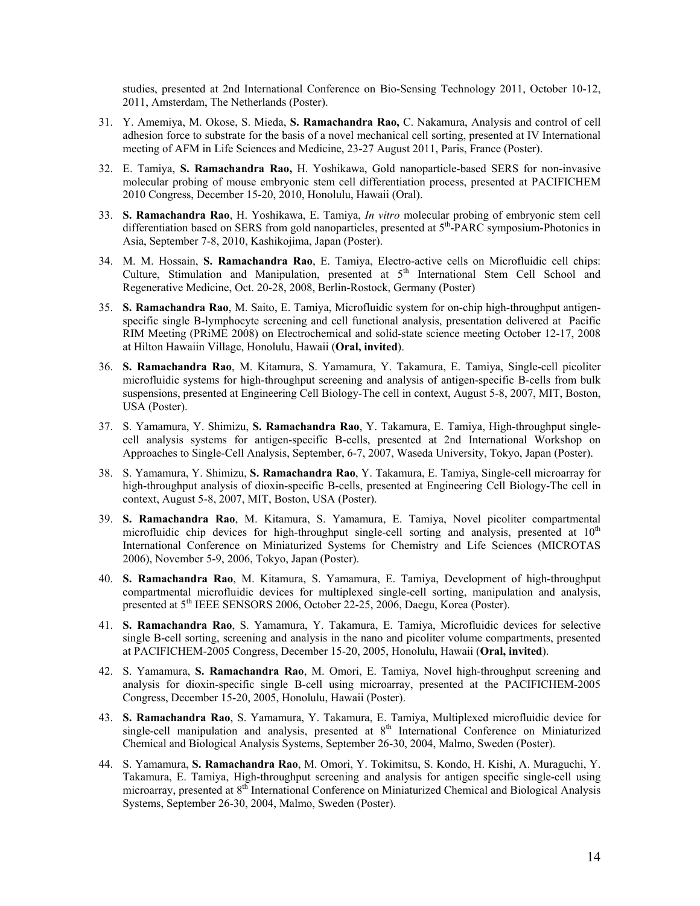studies, presented at 2nd International Conference on Bio-Sensing Technology 2011, October 10-12, 2011, Amsterdam, The Netherlands (Poster).

31. Y. Amemiya, M. Okose, S. Mieda, **S. Ramachandra Rao,** C. Nakamura, Analysis and control of cell adhesion force to substrate for the basis of a novel mechanical cell sorting, presented at IV International meeting of AFM in Life Sciences and Medicine, 23-27 August 2011, Paris, France (Poster).

32. E. Tamiya, **S. Ramachandra Rao,** H. Yoshikawa, Gold nanoparticle-based SERS for non-invasive molecular probing of mouse embryonic stem cell differentiation process, presented at PACIFICHEM 2010 Congress, December 15-20, 2010, Honolulu, Hawaii (Oral).

33. **S. Ramachandra Rao**, H. Yoshikawa, E. Tamiya, *In vitro* molecular probing of embryonic stem cell differentiation based on SERS from gold nanoparticles, presented at 5th-PARC symposium-Photonics in Asia, September 7-8, 2010, Kashikojima, Japan (Poster).

34. M. M. Hossain, **S. Ramachandra Rao**, E. Tamiya, Electro-active cells on Microfluidic cell chips: Culture, Stimulation and Manipulation, presented at 5th International Stem Cell School and Regenerative Medicine, Oct. 20-28, 2008, Berlin-Rostock, Germany (Poster)

35. **S. Ramachandra Rao**, M. Saito, E. Tamiya, Microfluidic system for on-chip high-throughput antigen-specific single B-lymphocyte screening and cell functional analysis, presentation delivered at Pacific RIM Meeting (PRiME 2008) on Electrochemical and solid-state science meeting October 12-17, 2008 at Hilton Hawaiin Village, Honolulu, Hawaii (**Oral, invited**).

36. **S. Ramachandra Rao**, M. Kitamura, S. Yamamura, Y. Takamura, E. Tamiya, Single-cell picoliter microfluidic systems for high-throughput screening and analysis of antigen-specific B-cells from bulk suspensions, presented at Engineering Cell Biology-The cell in context, August 5-8, 2007, MIT, Boston, USA (Poster).

37. S. Yamamura, Y. Shimizu, **S. Ramachandra Rao**, Y. Takamura, E. Tamiya, High-throughput single-cell analysis systems for antigen-specific B-cells, presented at 2nd International Workshop on Approaches to Single-Cell Analysis, September, 6-7, 2007, Waseda University, Tokyo, Japan (Poster).

38. S. Yamamura, Y. Shimizu, **S. Ramachandra Rao**, Y. Takamura, E. Tamiya, Single-cell microarray for high-throughput analysis of dioxin-specific B-cells, presented at Engineering Cell Biology-The cell in context, August 5-8, 2007, MIT, Boston, USA (Poster).

39. **S. Ramachandra Rao**, M. Kitamura, S. Yamamura, E. Tamiya, Novel picoliter compartmental microfluidic chip devices for high-throughput single-cell sorting and analysis, presented at 10th International Conference on Miniaturized Systems for Chemistry and Life Sciences (MICROTAS 2006), November 5-9, 2006, Tokyo, Japan (Poster).

40. **S. Ramachandra Rao**, M. Kitamura, S. Yamamura, E. Tamiya, Development of high-throughput compartmental microfluidic devices for multiplexed single-cell sorting, manipulation and analysis, presented at 5th IEEE SENSORS 2006, October 22-25, 2006, Daegu, Korea (Poster).

41. **S. Ramachandra Rao**, S. Yamamura, Y. Takamura, E. Tamiya, Microfluidic devices for selective single B-cell sorting, screening and analysis in the nano and picoliter volume compartments, presented at PACIFICHEM-2005 Congress, December 15-20, 2005, Honolulu, Hawaii (**Oral, invited**).

42. S. Yamamura, **S. Ramachandra Rao**, M. Omori, E. Tamiya, Novel high-throughput screening and analysis for dioxin-specific single B-cell using microarray, presented at the PACIFICHEM-2005 Congress, December 15-20, 2005, Honolulu, Hawaii (Poster).

43. **S. Ramachandra Rao**, S. Yamamura, Y. Takamura, E. Tamiya, Multiplexed microfluidic device for single-cell manipulation and analysis, presented at 8th International Conference on Miniaturized Chemical and Biological Analysis Systems, September 26-30, 2004, Malmo, Sweden (Poster).

44. S. Yamamura, **S. Ramachandra Rao**, M. Omori, Y. Tokimitsu, S. Kondo, H. Kishi, A. Muraguchi, Y. Takamura, E. Tamiya, High-throughput screening and analysis for antigen specific single-cell using microarray, presented at 8th International Conference on Miniaturized Chemical and Biological Analysis Systems, September 26-30, 2004, Malmo, Sweden (Poster).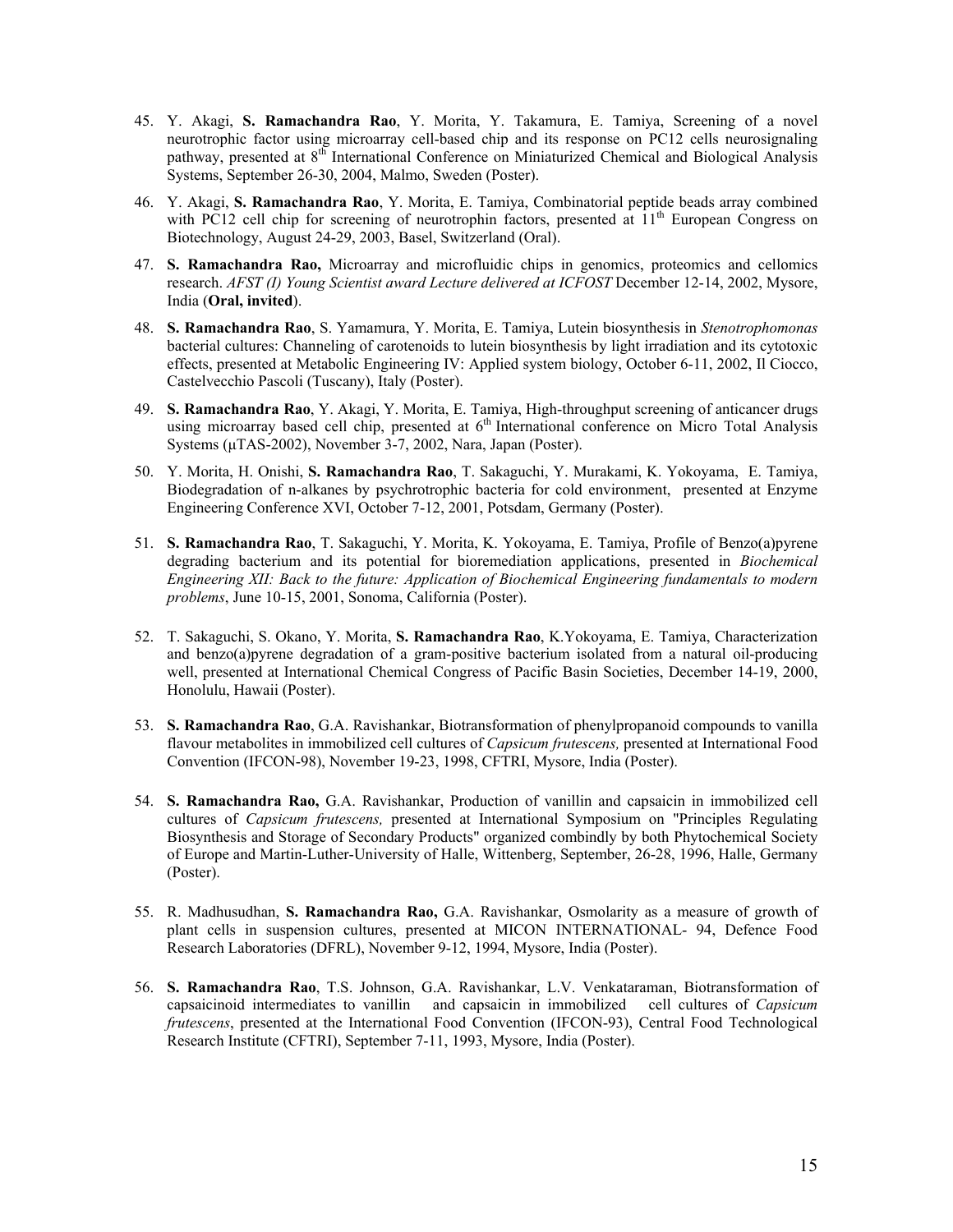45. Y. Akagi, **S. Ramachandra Rao**, Y. Morita, Y. Takamura, E. Tamiya, Screening of a novel neurotrophic factor using microarray cell-based chip and its response on PC12 cells neurosignaling pathway, presented at 8th International Conference on Miniaturized Chemical and Biological Analysis Systems, September 26-30, 2004, Malmo, Sweden (Poster).

46. Y. Akagi, **S. Ramachandra Rao**, Y. Morita, E. Tamiya, Combinatorial peptide beads array combined with PC12 cell chip for screening of neurotrophin factors, presented at 11th European Congress on Biotechnology, August 24-29, 2003, Basel, Switzerland (Oral).

47. **S. Ramachandra Rao,** Microarray and microfluidic chips in genomics, proteomics and cellomics research. *AFST (I) Young Scientist award Lecture delivered at ICFOST* December 12-14, 2002, Mysore, India (**Oral, invited**).

48. **S. Ramachandra Rao**, S. Yamamura, Y. Morita, E. Tamiya, Lutein biosynthesis in *Stenotrophomonas* bacterial cultures: Channeling of carotenoids to lutein biosynthesis by light irradiation and its cytotoxic effects, presented at Metabolic Engineering IV: Applied system biology, October 6-11, 2002, Il Ciocco, Castelvecchio Pascoli (Tuscany), Italy (Poster).

49. **S. Ramachandra Rao**, Y. Akagi, Y. Morita, E. Tamiya, High-throughput screening of anticancer drugs using microarray based cell chip, presented at 6th International conference on Micro Total Analysis Systems (μTAS-2002), November 3-7, 2002, Nara, Japan (Poster).

50. Y. Morita, H. Onishi, **S. Ramachandra Rao**, T. Sakaguchi, Y. Murakami, K. Yokoyama, E. Tamiya, Biodegradation of n-alkanes by psychrotrophic bacteria for cold environment, presented at Enzyme Engineering Conference XVI, October 7-12, 2001, Potsdam, Germany (Poster).

51. **S. Ramachandra Rao**, T. Sakaguchi, Y. Morita, K. Yokoyama, E. Tamiya, Profile of Benzo(a)pyrene degrading bacterium and its potential for bioremediation applications, presented in *Biochemical Engineering XII: Back to the future: Application of Biochemical Engineering fundamentals to modern problems*, June 10-15, 2001, Sonoma, California (Poster).

52. T. Sakaguchi, S. Okano, Y. Morita, **S. Ramachandra Rao**, K.Yokoyama, E. Tamiya, Characterization and benzo(a)pyrene degradation of a gram-positive bacterium isolated from a natural oil-producing well, presented at International Chemical Congress of Pacific Basin Societies, December 14-19, 2000, Honolulu, Hawaii (Poster).

53. **S. Ramachandra Rao**, G.A. Ravishankar, Biotransformation of phenylpropanoid compounds to vanilla flavour metabolites in immobilized cell cultures of *Capsicum frutescens,* presented at International Food Convention (IFCON-98), November 19-23, 1998, CFTRI, Mysore, India (Poster).

54. **S. Ramachandra Rao,** G.A. Ravishankar, Production of vanillin and capsaicin in immobilized cell cultures of *Capsicum frutescens,* presented at International Symposium on "Principles Regulating Biosynthesis and Storage of Secondary Products" organized combindly by both Phytochemical Society of Europe and Martin-Luther-University of Halle, Wittenberg, September, 26-28, 1996, Halle, Germany (Poster).

55. R. Madhusudhan, **S. Ramachandra Rao,** G.A. Ravishankar, Osmolarity as a measure of growth of plant cells in suspension cultures, presented at MICON INTERNATIONAL- 94, Defence Food Research Laboratories (DFRL), November 9-12, 1994, Mysore, India (Poster).

56. **S. Ramachandra Rao**, T.S. Johnson, G.A. Ravishankar, L.V. Venkataraman, Biotransformation of capsaicinoid intermediates to vanillin and capsaicin in immobilized cell cultures of *Capsicum frutescens*, presented at the International Food Convention (IFCON-93), Central Food Technological Research Institute (CFTRI), September 7-11, 1993, Mysore, India (Poster).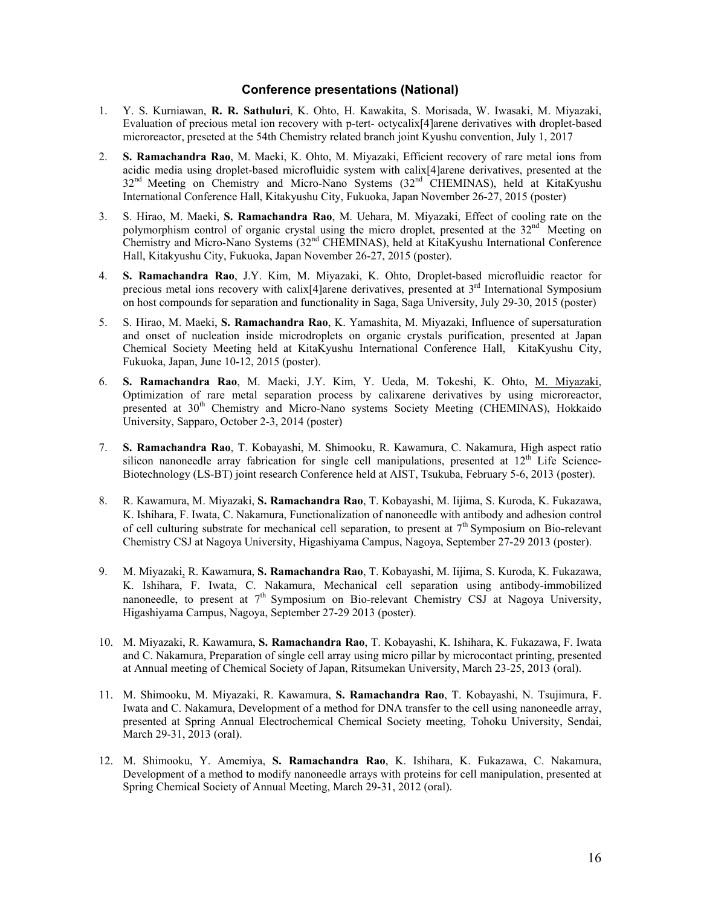### Conference presentations (National)

1. Y. S. Kurniawan, **R. R. Sathuluri**, K. Ohto, H. Kawakita, S. Morisada, W. Iwasaki, M. Miyazaki, Evaluation of precious metal ion recovery with p-tert- octycalix[4]arene derivatives with droplet-based microreactor, preseted at the 54th Chemistry related branch joint Kyushu convention, July 1, 2017

2. **S. Ramachandra Rao**, M. Maeki, K. Ohto, M. Miyazaki, Efficient recovery of rare metal ions from acidic media using droplet-based microfluidic system with calix[4]arene derivatives, presented at the 32nd Meeting on Chemistry and Micro-Nano Systems (32nd CHEMINAS), held at KitaKyushu International Conference Hall, Kitakyushu City, Fukuoka, Japan November 26-27, 2015 (poster)

3. S. Hirao, M. Maeki, **S. Ramachandra Rao**, M. Uehara, M. Miyazaki, Effect of cooling rate on the polymorphism control of organic crystal using the micro droplet, presented at the 32nd Meeting on Chemistry and Micro-Nano Systems (32nd CHEMINAS), held at KitaKyushu International Conference Hall, Kitakyushu City, Fukuoka, Japan November 26-27, 2015 (poster).

4. **S. Ramachandra Rao**, J.Y. Kim, M. Miyazaki, K. Ohto, Droplet-based microfluidic reactor for precious metal ions recovery with calix[4]arene derivatives, presented at 3rd International Symposium on host compounds for separation and functionality in Saga, Saga University, July 29-30, 2015 (poster)

5. S. Hirao, M. Maeki, **S. Ramachandra Rao**, K. Yamashita, M. Miyazaki, Influence of supersaturation and onset of nucleation inside microdroplets on organic crystals purification, presented at Japan Chemical Society Meeting held at KitaKyushu International Conference Hall, KitaKyushu City, Fukuoka, Japan, June 10-12, 2015 (poster).

6. **S. Ramachandra Rao**, M. Maeki, J.Y. Kim, Y. Ueda, M. Tokeshi, K. Ohto, M. Miyazaki, Optimization of rare metal separation process by calixarene derivatives by using microreactor, presented at 30th Chemistry and Micro-Nano systems Society Meeting (CHEMINAS), Hokkaido University, Sapparo, October 2-3, 2014 (poster)

7. **S. Ramachandra Rao**, T. Kobayashi, M. Shimooku, R. Kawamura, C. Nakamura, High aspect ratio silicon nanoneedle array fabrication for single cell manipulations, presented at 12th Life Science-Biotechnology (LS-BT) joint research Conference held at AIST, Tsukuba, February 5-6, 2013 (poster).

8. R. Kawamura, M. Miyazaki, **S. Ramachandra Rao**, T. Kobayashi, M. Iijima, S. Kuroda, K. Fukazawa, K. Ishihara, F. Iwata, C. Nakamura, Functionalization of nanoneedle with antibody and adhesion control of cell culturing substrate for mechanical cell separation, to present at 7th Symposium on Bio-relevant Chemistry CSJ at Nagoya University, Higashiyama Campus, Nagoya, September 27-29 2013 (poster).

9. M. Miyazaki, R. Kawamura, **S. Ramachandra Rao**, T. Kobayashi, M. Iijima, S. Kuroda, K. Fukazawa, K. Ishihara, F. Iwata, C. Nakamura, Mechanical cell separation using antibody-immobilized nanoneedle, to present at 7th Symposium on Bio-relevant Chemistry CSJ at Nagoya University, Higashiyama Campus, Nagoya, September 27-29 2013 (poster).

10. M. Miyazaki, R. Kawamura, **S. Ramachandra Rao**, T. Kobayashi, K. Ishihara, K. Fukazawa, F. Iwata and C. Nakamura, Preparation of single cell array using micro pillar by microcontact printing, presented at Annual meeting of Chemical Society of Japan, Ritsumekan University, March 23-25, 2013 (oral).

11. M. Shimooku, M. Miyazaki, R. Kawamura, **S. Ramachandra Rao**, T. Kobayashi, N. Tsujimura, F. Iwata and C. Nakamura, Development of a method for DNA transfer to the cell using nanoneedle array, presented at Spring Annual Electrochemical Chemical Society meeting, Tohoku University, Sendai, March 29-31, 2013 (oral).

12. M. Shimooku, Y. Amemiya, **S. Ramachandra Rao**, K. Ishihara, K. Fukazawa, C. Nakamura, Development of a method to modify nanoneedle arrays with proteins for cell manipulation, presented at Spring Chemical Society of Annual Meeting, March 29-31, 2012 (oral).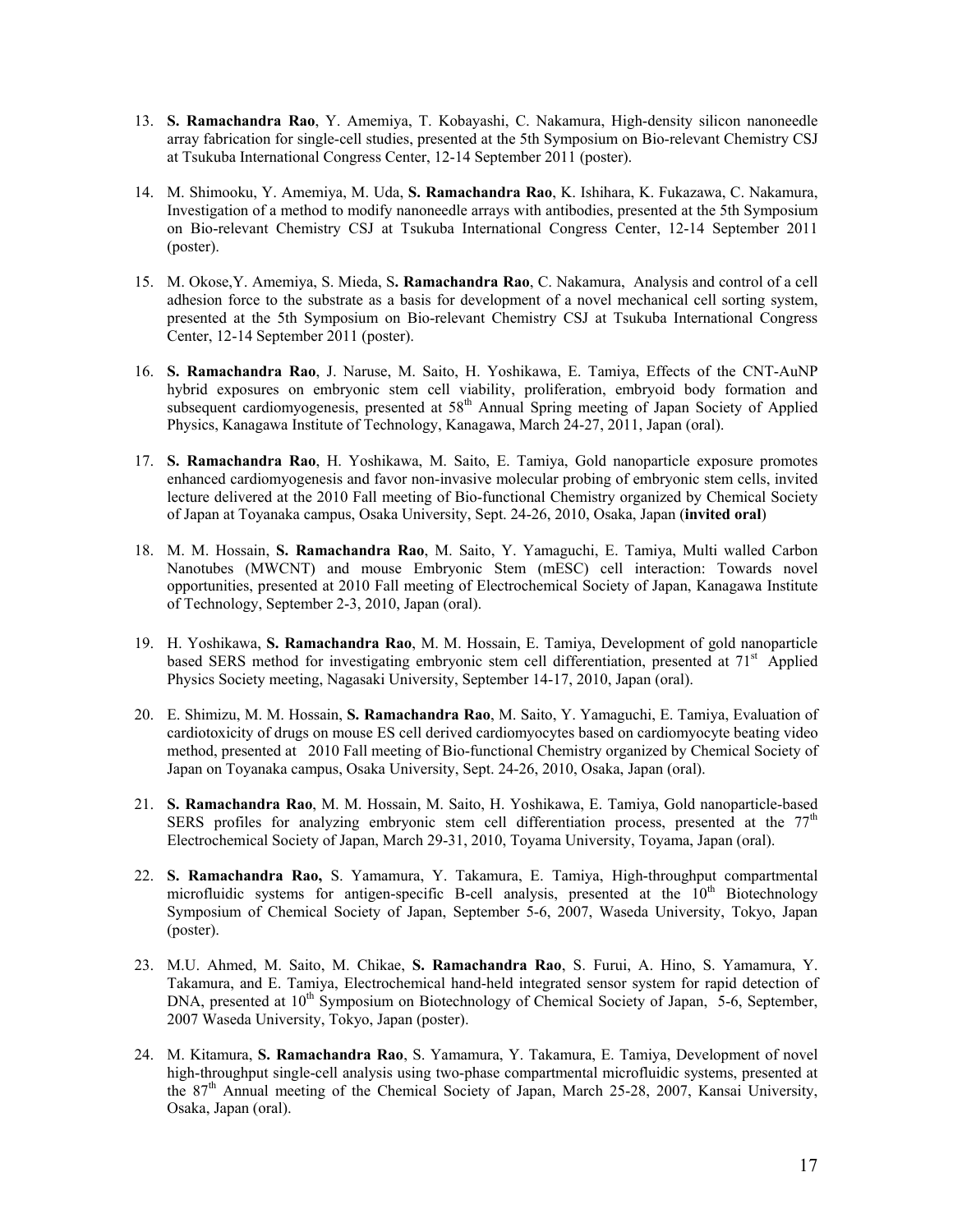13. **S. Ramachandra Rao**, Y. Amemiya, T. Kobayashi, C. Nakamura, High-density silicon nanoneedle array fabrication for single-cell studies, presented at the 5th Symposium on Bio-relevant Chemistry CSJ at Tsukuba International Congress Center, 12-14 September 2011 (poster).

14. M. Shimooku, Y. Amemiya, M. Uda, **S. Ramachandra Rao**, K. Ishihara, K. Fukazawa, C. Nakamura, Investigation of a method to modify nanoneedle arrays with antibodies, presented at the 5th Symposium on Bio-relevant Chemistry CSJ at Tsukuba International Congress Center, 12-14 September 2011 (poster).

15. M. Okose, Y. Amemiya, S. Mieda, S**. Ramachandra Rao**, C. Nakamura, Analysis and control of a cell adhesion force to the substrate as a basis for development of a novel mechanical cell sorting system, presented at the 5th Symposium on Bio-relevant Chemistry CSJ at Tsukuba International Congress Center, 12-14 September 2011 (poster).

16. **S. Ramachandra Rao**, J. Naruse, M. Saito, H. Yoshikawa, E. Tamiya, Effects of the CNT-AuNP hybrid exposures on embryonic stem cell viability, proliferation, embryoid body formation and subsequent cardiomyogenesis, presented at 58th Annual Spring meeting of Japan Society of Applied Physics, Kanagawa Institute of Technology, Kanagawa, March 24-27, 2011, Japan (oral).

17. **S. Ramachandra Rao**, H. Yoshikawa, M. Saito, E. Tamiya, Gold nanoparticle exposure promotes enhanced cardiomyogenesis and favor non-invasive molecular probing of embryonic stem cells, invited lecture delivered at the 2010 Fall meeting of Bio-functional Chemistry organized by Chemical Society of Japan at Toyanaka campus, Osaka University, Sept. 24-26, 2010, Osaka, Japan (**invited oral**)

18. M. M. Hossain, **S. Ramachandra Rao**, M. Saito, Y. Yamaguchi, E. Tamiya, Multi walled Carbon Nanotubes (MWCNT) and mouse Embryonic Stem (mESC) cell interaction: Towards novel opportunities, presented at 2010 Fall meeting of Electrochemical Society of Japan, Kanagawa Institute of Technology, September 2-3, 2010, Japan (oral).

19. H. Yoshikawa, **S. Ramachandra Rao**, M. M. Hossain, E. Tamiya, Development of gold nanoparticle based SERS method for investigating embryonic stem cell differentiation, presented at 71st Applied Physics Society meeting, Nagasaki University, September 14-17, 2010, Japan (oral).

20. E. Shimizu, M. M. Hossain, **S. Ramachandra Rao**, M. Saito, Y. Yamaguchi, E. Tamiya, Evaluation of cardiotoxicity of drugs on mouse ES cell derived cardiomyocytes based on cardiomyocyte beating video method, presented at 2010 Fall meeting of Bio-functional Chemistry organized by Chemical Society of Japan on Toyanaka campus, Osaka University, Sept. 24-26, 2010, Osaka, Japan (oral).

21. **S. Ramachandra Rao**, M. M. Hossain, M. Saito, H. Yoshikawa, E. Tamiya, Gold nanoparticle-based SERS profiles for analyzing embryonic stem cell differentiation process, presented at the 77th Electrochemical Society of Japan, March 29-31, 2010, Toyama University, Toyama, Japan (oral).

22. **S. Ramachandra Rao,** S. Yamamura, Y. Takamura, E. Tamiya, High-throughput compartmental microfluidic systems for antigen-specific B-cell analysis, presented at the 10th Biotechnology Symposium of Chemical Society of Japan, September 5-6, 2007, Waseda University, Tokyo, Japan (poster).

23. M.U. Ahmed, M. Saito, M. Chikae, **S. Ramachandra Rao**, S. Furui, A. Hino, S. Yamamura, Y. Takamura, and E. Tamiya, Electrochemical hand-held integrated sensor system for rapid detection of DNA, presented at 10th Symposium on Biotechnology of Chemical Society of Japan, 5-6, September, 2007 Waseda University, Tokyo, Japan (poster).

24. M. Kitamura, **S. Ramachandra Rao**, S. Yamamura, Y. Takamura, E. Tamiya, Development of novel high-throughput single-cell analysis using two-phase compartmental microfluidic systems, presented at the 87th Annual meeting of the Chemical Society of Japan, March 25-28, 2007, Kansai University, Osaka, Japan (oral).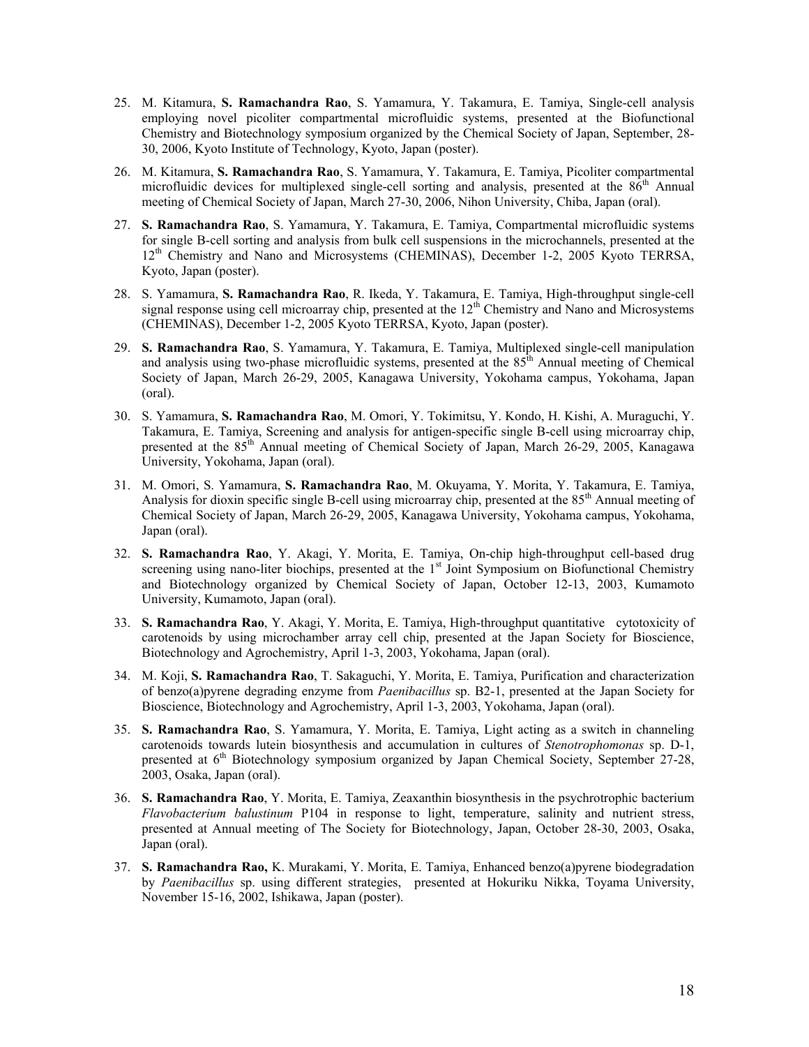25. M. Kitamura, **S. Ramachandra Rao**, S. Yamamura, Y. Takamura, E. Tamiya, Single-cell analysis employing novel picoliter compartmental microfluidic systems, presented at the Biofunctional Chemistry and Biotechnology symposium organized by the Chemical Society of Japan, September, 28-30, 2006, Kyoto Institute of Technology, Kyoto, Japan (poster).

26. M. Kitamura, **S. Ramachandra Rao**, S. Yamamura, Y. Takamura, E. Tamiya, Picoliter compartmental microfluidic devices for multiplexed single-cell sorting and analysis, presented at the 86th Annual meeting of Chemical Society of Japan, March 27-30, 2006, Nihon University, Chiba, Japan (oral).

27. **S. Ramachandra Rao**, S. Yamamura, Y. Takamura, E. Tamiya, Compartmental microfluidic systems for single B-cell sorting and analysis from bulk cell suspensions in the microchannels, presented at the 12th Chemistry and Nano and Microsystems (CHEMINAS), December 1-2, 2005 Kyoto TERRSA, Kyoto, Japan (poster).

28. S. Yamamura, **S. Ramachandra Rao**, R. Ikeda, Y. Takamura, E. Tamiya, High-throughput single-cell signal response using cell microarray chip, presented at the 12th Chemistry and Nano and Microsystems (CHEMINAS), December 1-2, 2005 Kyoto TERRSA, Kyoto, Japan (poster).

29. **S. Ramachandra Rao**, S. Yamamura, Y. Takamura, E. Tamiya, Multiplexed single-cell manipulation and analysis using two-phase microfluidic systems, presented at the 85th Annual meeting of Chemical Society of Japan, March 26-29, 2005, Kanagawa University, Yokohama campus, Yokohama, Japan (oral).

30. S. Yamamura, **S. Ramachandra Rao**, M. Omori, Y. Tokimitsu, Y. Kondo, H. Kishi, A. Muraguchi, Y. Takamura, E. Tamiya, Screening and analysis for antigen-specific single B-cell using microarray chip, presented at the 85th Annual meeting of Chemical Society of Japan, March 26-29, 2005, Kanagawa University, Yokohama, Japan (oral).

31. M. Omori, S. Yamamura, **S. Ramachandra Rao**, M. Okuyama, Y. Morita, Y. Takamura, E. Tamiya, Analysis for dioxin specific single B-cell using microarray chip, presented at the 85th Annual meeting of Chemical Society of Japan, March 26-29, 2005, Kanagawa University, Yokohama campus, Yokohama, Japan (oral).

32. **S. Ramachandra Rao**, Y. Akagi, Y. Morita, E. Tamiya, On-chip high-throughput cell-based drug screening using nano-liter biochips, presented at the 1st Joint Symposium on Biofunctional Chemistry and Biotechnology organized by Chemical Society of Japan, October 12-13, 2003, Kumamoto University, Kumamoto, Japan (oral).

33. **S. Ramachandra Rao**, Y. Akagi, Y. Morita, E. Tamiya, High-throughput quantitative cytotoxicity of carotenoids by using microchamber array cell chip, presented at the Japan Society for Bioscience, Biotechnology and Agrochemistry, April 1-3, 2003, Yokohama, Japan (oral).

34. M. Koji, **S. Ramachandra Rao**, T. Sakaguchi, Y. Morita, E. Tamiya, Purification and characterization of benzo(a)pyrene degrading enzyme from *Paenibacillus* sp. B2-1, presented at the Japan Society for Bioscience, Biotechnology and Agrochemistry, April 1-3, 2003, Yokohama, Japan (oral).

35. **S. Ramachandra Rao**, S. Yamamura, Y. Morita, E. Tamiya, Light acting as a switch in channeling carotenoids towards lutein biosynthesis and accumulation in cultures of *Stenotrophomonas* sp. D-1, presented at 6th Biotechnology symposium organized by Japan Chemical Society, September 27-28, 2003, Osaka, Japan (oral).

36. **S. Ramachandra Rao**, Y. Morita, E. Tamiya, Zeaxanthin biosynthesis in the psychrotrophic bacterium *Flavobacterium balustinum* P104 in response to light, temperature, salinity and nutrient stress, presented at Annual meeting of The Society for Biotechnology, Japan, October 28-30, 2003, Osaka, Japan (oral).

37. **S. Ramachandra Rao,** K. Murakami, Y. Morita, E. Tamiya, Enhanced benzo(a)pyrene biodegradation by *Paenibacillus* sp. using different strategies, presented at Hokuriku Nikka, Toyama University, November 15-16, 2002, Ishikawa, Japan (poster).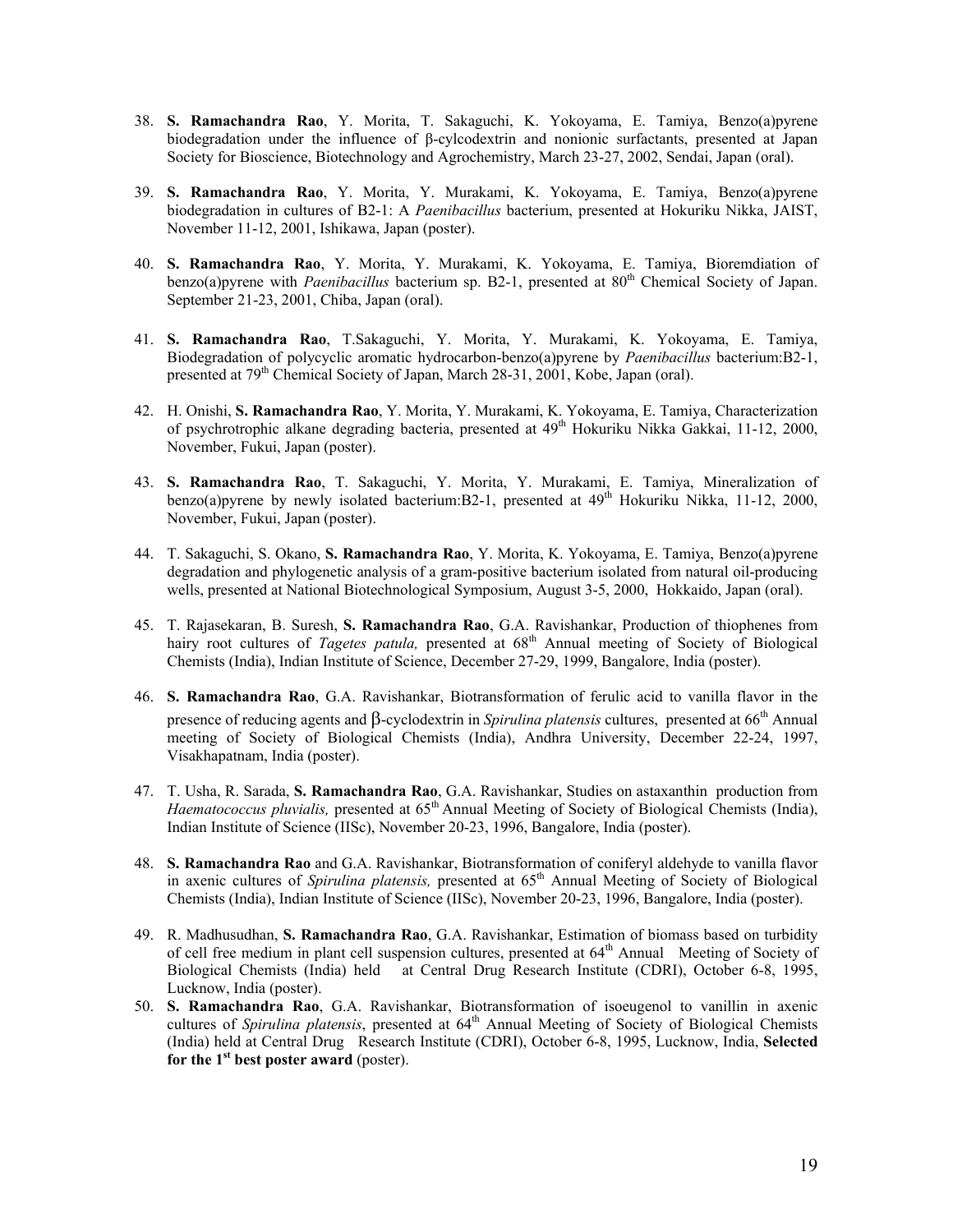38. **S. Ramachandra Rao**, Y. Morita, T. Sakaguchi, K. Yokoyama, E. Tamiya, Benzo(a)pyrene biodegradation under the influence of β-cylcodextrin and nonionic surfactants, presented at Japan Society for Bioscience, Biotechnology and Agrochemistry, March 23-27, 2002, Sendai, Japan (oral).

39. **S. Ramachandra Rao**, Y. Morita, Y. Murakami, K. Yokoyama, E. Tamiya, Benzo(a)pyrene biodegradation in cultures of B2-1: A *Paenibacillus* bacterium, presented at Hokuriku Nikka, JAIST, November 11-12, 2001, Ishikawa, Japan (poster).

40. **S. Ramachandra Rao**, Y. Morita, Y. Murakami, K. Yokoyama, E. Tamiya, Bioremdiation of benzo(a)pyrene with *Paenibacillus* bacterium sp. B2-1, presented at 80th Chemical Society of Japan. September 21-23, 2001, Chiba, Japan (oral).

41. **S. Ramachandra Rao**, T.Sakaguchi, Y. Morita, Y. Murakami, K. Yokoyama, E. Tamiya, Biodegradation of polycyclic aromatic hydrocarbon-benzo(a)pyrene by *Paenibacillus* bacterium:B2-1, presented at 79th Chemical Society of Japan, March 28-31, 2001, Kobe, Japan (oral).

42. H. Onishi, **S. Ramachandra Rao**, Y. Morita, Y. Murakami, K. Yokoyama, E. Tamiya, Characterization of psychrotrophic alkane degrading bacteria, presented at 49th Hokuriku Nikka Gakkai, 11-12, 2000, November, Fukui, Japan (poster).

43. **S. Ramachandra Rao**, T. Sakaguchi, Y. Morita, Y. Murakami, E. Tamiya, Mineralization of benzo(a)pyrene by newly isolated bacterium:B2-1, presented at 49th Hokuriku Nikka, 11-12, 2000, November, Fukui, Japan (poster).

44. T. Sakaguchi, S. Okano, **S. Ramachandra Rao**, Y. Morita, K. Yokoyama, E. Tamiya, Benzo(a)pyrene degradation and phylogenetic analysis of a gram-positive bacterium isolated from natural oil-producing wells, presented at National Biotechnological Symposium, August 3-5, 2000, Hokkaido, Japan (oral).

45. T. Rajasekaran, B. Suresh, **S. Ramachandra Rao**, G.A. Ravishankar, Production of thiophenes from hairy root cultures of *Tagetes patula,* presented at 68th Annual meeting of Society of Biological Chemists (India), Indian Institute of Science, December 27-29, 1999, Bangalore, India (poster).

46. **S. Ramachandra Rao**, G.A. Ravishankar, Biotransformation of ferulic acid to vanilla flavor in the presence of reducing agents and β-cyclodextrin in *Spirulina platensis* cultures, presented at 66th Annual meeting of Society of Biological Chemists (India), Andhra University, December 22-24, 1997, Visakhapatnam, India (poster).

47. T. Usha, R. Sarada, **S. Ramachandra Rao**, G.A. Ravishankar, Studies on astaxanthin production from *Haematococcus pluvialis,* presented at 65th Annual Meeting of Society of Biological Chemists (India), Indian Institute of Science (IISc), November 20-23, 1996, Bangalore, India (poster).

48. **S. Ramachandra Rao** and G.A. Ravishankar, Biotransformation of coniferyl aldehyde to vanilla flavor in axenic cultures of *Spirulina platensis,* presented at 65th Annual Meeting of Society of Biological Chemists (India), Indian Institute of Science (IISc), November 20-23, 1996, Bangalore, India (poster).

49. R. Madhusudhan, **S. Ramachandra Rao**, G.A. Ravishankar, Estimation of biomass based on turbidity of cell free medium in plant cell suspension cultures, presented at 64th Annual Meeting of Society of Biological Chemists (India) held at Central Drug Research Institute (CDRI), October 6-8, 1995, Lucknow, India (poster).

50. **S. Ramachandra Rao**, G.A. Ravishankar, Biotransformation of isoeugenol to vanillin in axenic cultures of *Spirulina platensis*, presented at 64th Annual Meeting of Society of Biological Chemists (India) held at Central Drug Research Institute (CDRI), October 6-8, 1995, Lucknow, India, **Selected for the 1st best poster award** (poster).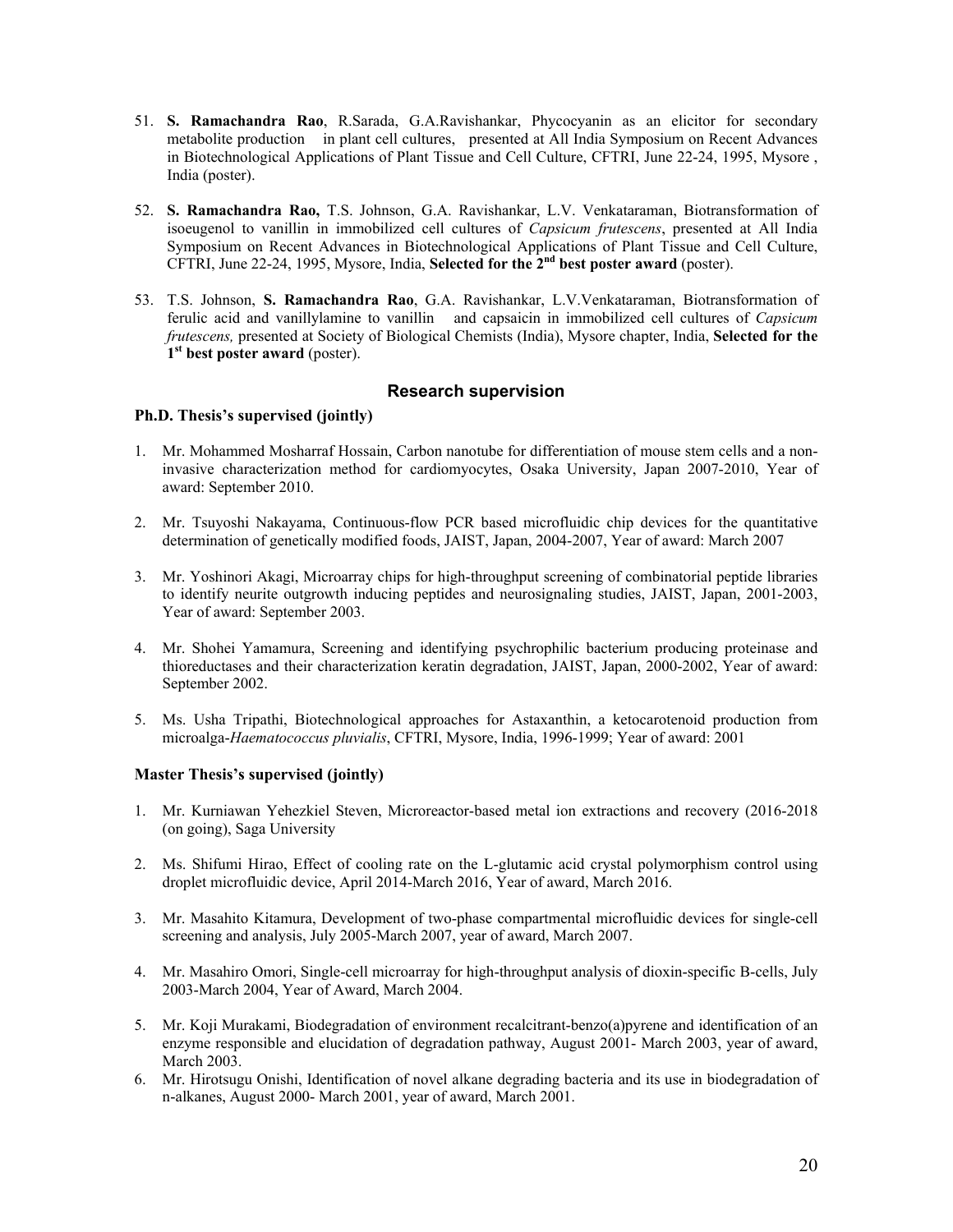51. **S. Ramachandra Rao**, R.Sarada, G.A.Ravishankar, Phycocyanin as an elicitor for secondary metabolite production in plant cell cultures, presented at All India Symposium on Recent Advances in Biotechnological Applications of Plant Tissue and Cell Culture, CFTRI, June 22-24, 1995, Mysore , India (poster).

52. **S. Ramachandra Rao,** T.S. Johnson, G.A. Ravishankar, L.V. Venkataraman, Biotransformation of isoeugenol to vanillin in immobilized cell cultures of *Capsicum frutescens*, presented at All India Symposium on Recent Advances in Biotechnological Applications of Plant Tissue and Cell Culture, CFTRI, June 22-24, 1995, Mysore, India, **Selected for the 2nd best poster award** (poster).

53. T.S. Johnson, **S. Ramachandra Rao**, G.A. Ravishankar, L.V.Venkataraman, Biotransformation of ferulic acid and vanillylamine to vanillin and capsaicin in immobilized cell cultures of *Capsicum frutescens,* presented at Society of Biological Chemists (India), Mysore chapter, India, **Selected for the 1st best poster award** (poster).

## Research supervision

### Ph.D. Thesis's supervised (jointly)

1. Mr. Mohammed Mosharraf Hossain, Carbon nanotube for differentiation of mouse stem cells and a non-invasive characterization method for cardiomyocytes, Osaka University, Japan 2007-2010, Year of award: September 2010.

2. Mr. Tsuyoshi Nakayama, Continuous-flow PCR based microfluidic chip devices for the quantitative determination of genetically modified foods, JAIST, Japan, 2004-2007, Year of award: March 2007

3. Mr. Yoshinori Akagi, Microarray chips for high-throughput screening of combinatorial peptide libraries to identify neurite outgrowth inducing peptides and neurosignaling studies, JAIST, Japan, 2001-2003, Year of award: September 2003.

4. Mr. Shohei Yamamura, Screening and identifying psychrophilic bacterium producing proteinase and thioreductases and their characterization keratin degradation, JAIST, Japan, 2000-2002, Year of award: September 2002.

5. Ms. Usha Tripathi, Biotechnological approaches for Astaxanthin, a ketocarotenoid production from microalga-*Haematococcus pluvialis*, CFTRI, Mysore, India, 1996-1999; Year of award: 2001

### Master Thesis's supervised (jointly)

1. Mr. Kurniawan Yehezkiel Steven, Microreactor-based metal ion extractions and recovery (2016-2018 (on going), Saga University

2. Ms. Shifumi Hirao, Effect of cooling rate on the L-glutamic acid crystal polymorphism control using droplet microfluidic device, April 2014-March 2016, Year of award, March 2016.

3. Mr. Masahito Kitamura, Development of two-phase compartmental microfluidic devices for single-cell screening and analysis, July 2005-March 2007, year of award, March 2007.

4. Mr. Masahiro Omori, Single-cell microarray for high-throughput analysis of dioxin-specific B-cells, July 2003-March 2004, Year of Award, March 2004.

5. Mr. Koji Murakami, Biodegradation of environment recalcitrant-benzo(a)pyrene and identification of an enzyme responsible and elucidation of degradation pathway, August 2001- March 2003, year of award, March 2003.

6. Mr. Hirotsugu Onishi, Identification of novel alkane degrading bacteria and its use in biodegradation of n-alkanes, August 2000- March 2001, year of award, March 2001.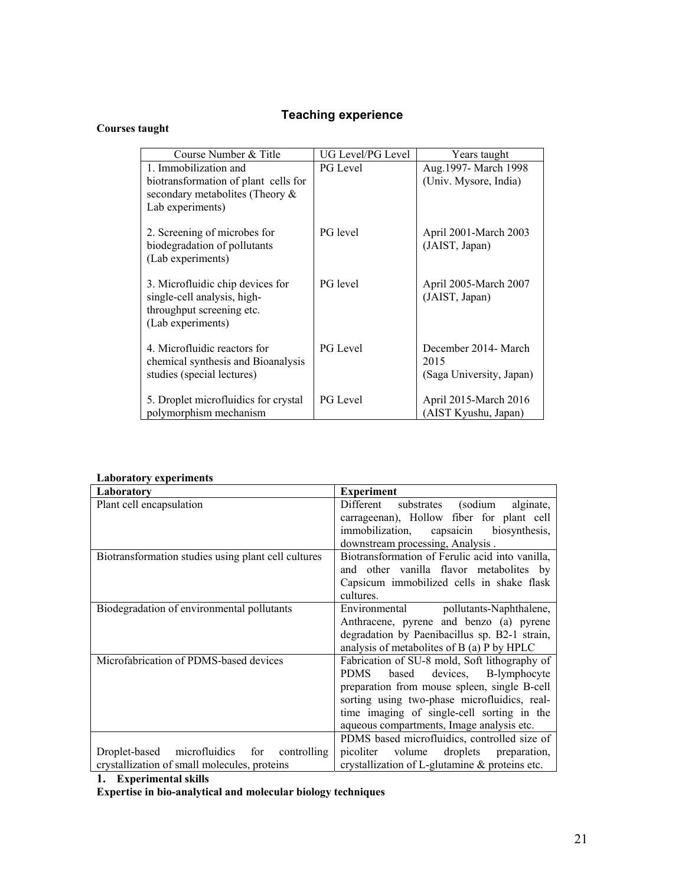# Teaching experience

**Courses taught**

| Course Number & Title | UG Level/PG Level | Years taught |
|---|---|---|
| 1. Immobilization and biotransformation of plant cells for secondary metabolites (Theory & Lab experiments) | PG Level | Aug.1997- March 1998 (Univ. Mysore, India) |
| 2. Screening of microbes for biodegradation of pollutants (Lab experiments) | PG level | April 2001-March 2003 (JAIST, Japan) |
| 3. Microfluidic chip devices for single-cell analysis, high-throughput screening etc. (Lab experiments) | PG level | April 2005-March 2007 (JAIST, Japan) |
| 4. Microfluidic reactors for chemical synthesis and Bioanalysis studies (special lectures) | PG Level | December 2014- March 2015 (Saga University, Japan) |
| 5. Droplet microfluidics for crystal polymorphism mechanism | PG Level | April 2015-March 2016 (AIST Kyushu, Japan) |

**Laboratory experiments**

| Laboratory | Experiment |
|---|---|
| Plant cell encapsulation | Different substrates (sodium alginate, carrageenan), Hollow fiber for plant cell immobilization, capsaicin biosynthesis, downstream processing, Analysis . |
| Biotransformation studies using plant cell cultures | Biotransformation of Ferulic acid into vanilla, and other vanilla flavor metabolites by Capsicum immobilized cells in shake flask cultures. |
| Biodegradation of environmental pollutants | Environmental pollutants-Naphthalene, Anthracene, pyrene and benzo (a) pyrene degradation by Paenibacillus sp. B2-1 strain, analysis of metabolites of B (a) P by HPLC |
| Microfabrication of PDMS-based devices | Fabrication of SU-8 mold, Soft lithography of PDMS based devices, B-lymphocyte preparation from mouse spleen, single B-cell sorting using two-phase microfluidics, real-time imaging of single-cell sorting in the aqueous compartments, Image analysis etc. |
| Droplet-based microfluidics for controlling crystallization of small molecules, proteins | PDMS based microfluidics, controlled size of picoliter volume droplets preparation, crystallization of L-glutamine & proteins etc. |

**1. Experimental skills**

**Expertise in bio-analytical and molecular biology techniques**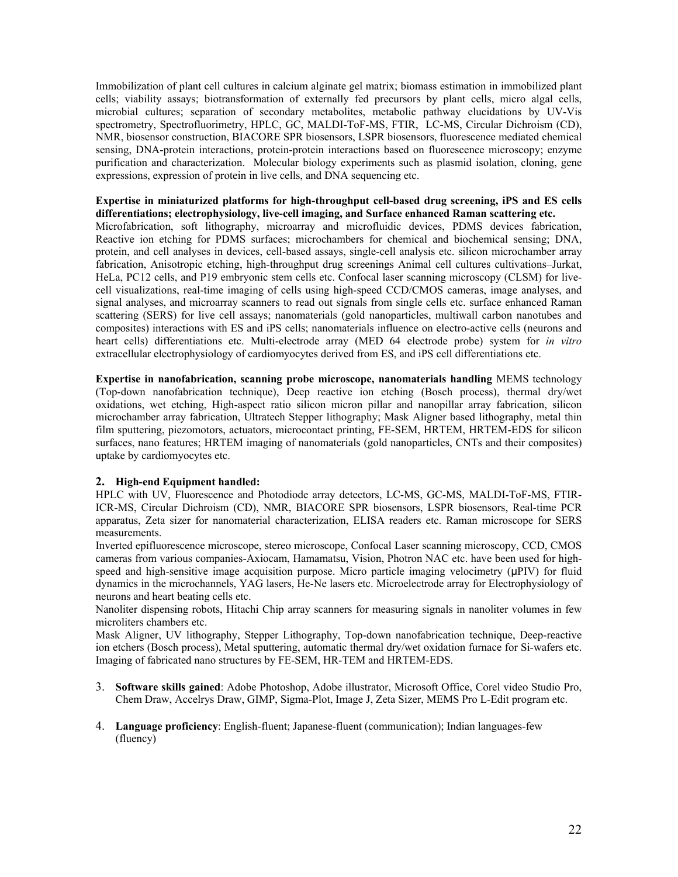Immobilization of plant cell cultures in calcium alginate gel matrix; biomass estimation in immobilized plant cells; viability assays; biotransformation of externally fed precursors by plant cells, micro algal cells, microbial cultures; separation of secondary metabolites, metabolic pathway elucidations by UV-Vis spectrometry, Spectrofluorimetry, HPLC, GC, MALDI-ToF-MS, FTIR, LC-MS, Circular Dichroism (CD), NMR, biosensor construction, BIACORE SPR biosensors, LSPR biosensors, fluorescence mediated chemical sensing, DNA-protein interactions, protein-protein interactions based on fluorescence microscopy; enzyme purification and characterization. Molecular biology experiments such as plasmid isolation, cloning, gene expressions, expression of protein in live cells, and DNA sequencing etc.

**Expertise in miniaturized platforms for high-throughput cell-based drug screening, iPS and ES cells differentiations; electrophysiology, live-cell imaging, and Surface enhanced Raman scattering etc.**
Microfabrication, soft lithography, microarray and microfluidic devices, PDMS devices fabrication, Reactive ion etching for PDMS surfaces; microchambers for chemical and biochemical sensing; DNA, protein, and cell analyses in devices, cell-based assays, single-cell analysis etc. silicon microchamber array fabrication, Anisotropic etching, high-throughput drug screenings Animal cell cultures cultivations–Jurkat, HeLa, PC12 cells, and P19 embryonic stem cells etc. Confocal laser scanning microscopy (CLSM) for live-cell visualizations, real-time imaging of cells using high-speed CCD/CMOS cameras, image analyses, and signal analyses, and microarray scanners to read out signals from single cells etc. surface enhanced Raman scattering (SERS) for live cell assays; nanomaterials (gold nanoparticles, multiwall carbon nanotubes and composites) interactions with ES and iPS cells; nanomaterials influence on electro-active cells (neurons and heart cells) differentiations etc. Multi-electrode array (MED 64 electrode probe) system for *in vitro* extracellular electrophysiology of cardiomyocytes derived from ES, and iPS cell differentiations etc.

**Expertise in nanofabrication, scanning probe microscope, nanomaterials handling** MEMS technology (Top-down nanofabrication technique), Deep reactive ion etching (Bosch process), thermal dry/wet oxidations, wet etching, High-aspect ratio silicon micron pillar and nanopillar array fabrication, silicon microchamber array fabrication, Ultratech Stepper lithography; Mask Aligner based lithography, metal thin film sputtering, piezomotors, actuators, microcontact printing, FE-SEM, HRTEM, HRTEM-EDS for silicon surfaces, nano features; HRTEM imaging of nanomaterials (gold nanoparticles, CNTs and their composites) uptake by cardiomyocytes etc.

## 2. High-end Equipment handled:

HPLC with UV, Fluorescence and Photodiode array detectors, LC-MS, GC-MS, MALDI-ToF-MS, FTIR-ICR-MS, Circular Dichroism (CD), NMR, BIACORE SPR biosensors, LSPR biosensors, Real-time PCR apparatus, Zeta sizer for nanomaterial characterization, ELISA readers etc. Raman microscope for SERS measurements.

Inverted epifluorescence microscope, stereo microscope, Confocal Laser scanning microscopy, CCD, CMOS cameras from various companies-Axiocam, Hamamatsu, Vision, Photron NAC etc. have been used for high-speed and high-sensitive image acquisition purpose. Micro particle imaging velocimetry (μPIV) for fluid dynamics in the microchannels, YAG lasers, He-Ne lasers etc. Microelectrode array for Electrophysiology of neurons and heart beating cells etc.

Nanoliter dispensing robots, Hitachi Chip array scanners for measuring signals in nanoliter volumes in few microliters chambers etc.

Mask Aligner, UV lithography, Stepper Lithography, Top-down nanofabrication technique, Deep-reactive ion etchers (Bosch process), Metal sputtering, automatic thermal dry/wet oxidation furnace for Si-wafers etc. Imaging of fabricated nano structures by FE-SEM, HR-TEM and HRTEM-EDS.

3. **Software skills gained**: Adobe Photoshop, Adobe illustrator, Microsoft Office, Corel video Studio Pro, Chem Draw, Accelrys Draw, GIMP, Sigma-Plot, Image J, Zeta Sizer, MEMS Pro L-Edit program etc.

4. **Language proficiency**: English-fluent; Japanese-fluent (communication); Indian languages-few (fluency)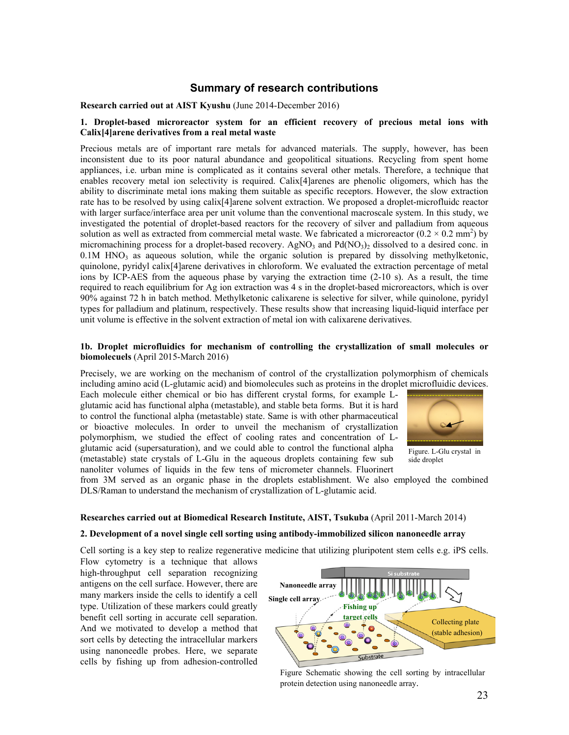# Summary of research contributions

**Research carried out at AIST Kyushu** (June 2014-December 2016)

### 1. Droplet-based microreactor system for an efficient recovery of precious metal ions with Calix[4]arene derivatives from a real metal waste

Precious metals are of important rare metals for advanced materials. The supply, however, has been inconsistent due to its poor natural abundance and geopolitical situations. Recycling from spent home appliances, i.e. urban mine is complicated as it contains several other metals. Therefore, a technique that enables recovery metal ion selectivity is required. Calix[4]arenes are phenolic oligomers, which has the ability to discriminate metal ions making them suitable as specific receptors. However, the slow extraction rate has to be resolved by using calix[4]arene solvent extraction. We proposed a droplet-microfluidc reactor with larger surface/interface area per unit volume than the conventional macroscale system. In this study, we investigated the potential of droplet-based reactors for the recovery of silver and palladium from aqueous solution as well as extracted from commercial metal waste. We fabricated a microreactor ($0.2 \times 0.2$ mm$^2$) by micromachining process for a droplet-based recovery. $AgNO_3$ and $Pd(NO_3)_2$ dissolved to a desired conc. in 0.1M $HNO_3$ as aqueous solution, while the organic solution is prepared by dissolving methylketonic, quinolone, pyridyl calix[4]arene derivatives in chloroform. We evaluated the extraction percentage of metal ions by ICP-AES from the aqueous phase by varying the extraction time (2-10 s). As a result, the time required to reach equilibrium for Ag ion extraction was 4 s in the droplet-based microreactors, which is over 90% against 72 h in batch method. Methylketonic calixarene is selective for silver, while quinolone, pyridyl types for palladium and platinum, respectively. These results show that increasing liquid-liquid interface per unit volume is effective in the solvent extraction of metal ion with calixarene derivatives.

### 1b. Droplet microfluidics for mechanism of controlling the crystallization of small molecules or biomolecuels (April 2015-March 2016)

Precisely, we are working on the mechanism of control of the crystallization polymorphism of chemicals including amino acid (L-glutamic acid) and biomolecules such as proteins in the droplet microfluidic devices. Each molecule either chemical or bio has different crystal forms, for example L-glutamic acid has functional alpha (metastable), and stable beta forms. But it is hard to control the functional alpha (metastable) state. Same is with other pharmaceutical or bioactive molecules. In order to unveil the mechanism of crystallization polymorphism, we studied the effect of cooling rates and concentration of L-glutamic acid (supersaturation), and we could able to control the functional alpha (metastable) state crystals of L-Glu in the aqueous droplets containing few sub nanoliter volumes of liquids in the few tens of micrometer channels. Fluorinert from 3M served as an organic phase in the droplets establishment. We also employed the combined DLS/Raman to understand the mechanism of crystallization of L-glutamic acid.

Figure. L-Glu crystal in side droplet

**Researches carried out at Biomedical Research Institute, AIST, Tsukuba** (April 2011-March 2014)

### 2. Development of a novel single cell sorting using antibody-immobilized silicon nanoneedle array

Cell sorting is a key step to realize regenerative medicine that utilizing pluripotent stem cells e.g. iPS cells. Flow cytometry is a technique that allows high-throughput cell separation recognizing antigens on the cell surface. However, there are many markers inside the cells to identify a cell type. Utilization of these markers could greatly benefit cell sorting in accurate cell separation. And we motivated to develop a method that sort cells by detecting the intracellular markers using nanoneedle probes. Here, we separate cells by fishing up from adhesion-controlled

Figure Schematic showing the cell sorting by intracellular protein detection using nanoneedle array.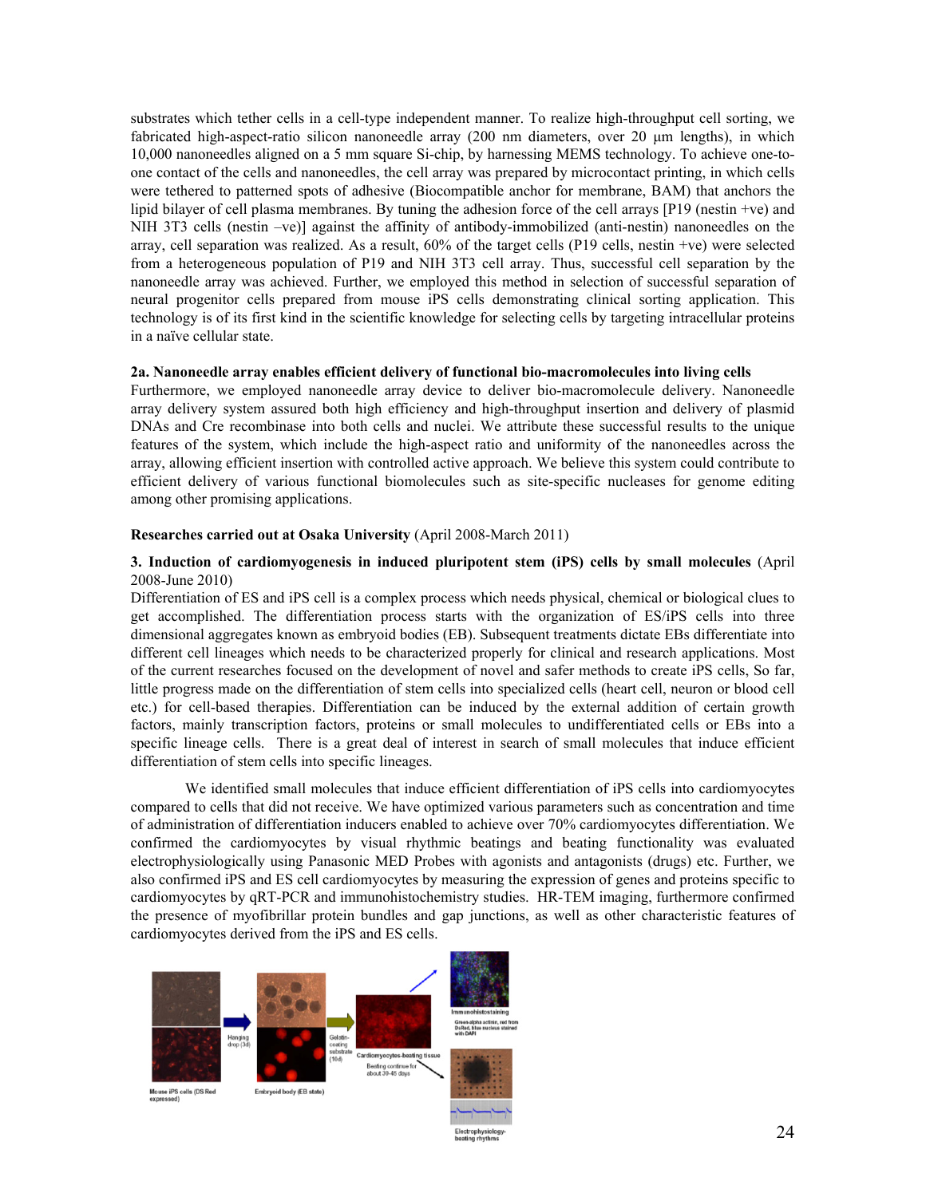substrates which tether cells in a cell-type independent manner. To realize high-throughput cell sorting, we fabricated high-aspect-ratio silicon nanoneedle array (200 nm diameters, over 20 µm lengths), in which 10,000 nanoneedles aligned on a 5 mm square Si-chip, by harnessing MEMS technology. To achieve one-to-one contact of the cells and nanoneedles, the cell array was prepared by microcontact printing, in which cells were tethered to patterned spots of adhesive (Biocompatible anchor for membrane, BAM) that anchors the lipid bilayer of cell plasma membranes. By tuning the adhesion force of the cell arrays [P19 (nestin +ve) and NIH 3T3 cells (nestin –ve)] against the affinity of antibody-immobilized (anti-nestin) nanoneedles on the array, cell separation was realized. As a result, 60% of the target cells (P19 cells, nestin +ve) were selected from a heterogeneous population of P19 and NIH 3T3 cell array. Thus, successful cell separation by the nanoneedle array was achieved. Further, we employed this method in selection of successful separation of neural progenitor cells prepared from mouse iPS cells demonstrating clinical sorting application. This technology is of its first kind in the scientific knowledge for selecting cells by targeting intracellular proteins in a naïve cellular state.

**2a. Nanoneedle array enables efficient delivery of functional bio-macromolecules into living cells**

Furthermore, we employed nanoneedle array device to deliver bio-macromolecule delivery. Nanoneedle array delivery system assured both high efficiency and high-throughput insertion and delivery of plasmid DNAs and Cre recombinase into both cells and nuclei. We attribute these successful results to the unique features of the system, which include the high-aspect ratio and uniformity of the nanoneedles across the array, allowing efficient insertion with controlled active approach. We believe this system could contribute to efficient delivery of various functional biomolecules such as site-specific nucleases for genome editing among other promising applications.

**Researches carried out at Osaka University** (April 2008-March 2011)

**3. Induction of cardiomyogenesis in induced pluripotent stem (iPS) cells by small molecules** (April 2008-June 2010)

Differentiation of ES and iPS cell is a complex process which needs physical, chemical or biological clues to get accomplished. The differentiation process starts with the organization of ES/iPS cells into three dimensional aggregates known as embryoid bodies (EB). Subsequent treatments dictate EBs differentiate into different cell lineages which needs to be characterized properly for clinical and research applications. Most of the current researches focused on the development of novel and safer methods to create iPS cells, So far, little progress made on the differentiation of stem cells into specialized cells (heart cell, neuron or blood cell etc.) for cell-based therapies. Differentiation can be induced by the external addition of certain growth factors, mainly transcription factors, proteins or small molecules to undifferentiated cells or EBs into a specific lineage cells. There is a great deal of interest in search of small molecules that induce efficient differentiation of stem cells into specific lineages.

We identified small molecules that induce efficient differentiation of iPS cells into cardiomyocytes compared to cells that did not receive. We have optimized various parameters such as concentration and time of administration of differentiation inducers enabled to achieve over 70% cardiomyocytes differentiation. We confirmed the cardiomyocytes by visual rhythmic beatings and beating functionality was evaluated electrophysiologically using Panasonic MED Probes with agonists and antagonists (drugs) etc. Further, we also confirmed iPS and ES cell cardiomyocytes by measuring the expression of genes and proteins specific to cardiomyocytes by qRT-PCR and immunohistochemistry studies. HR-TEM imaging, furthermore confirmed the presence of myofibrillar protein bundles and gap junctions, as well as other characteristic features of cardiomyocytes derived from the iPS and ES cells.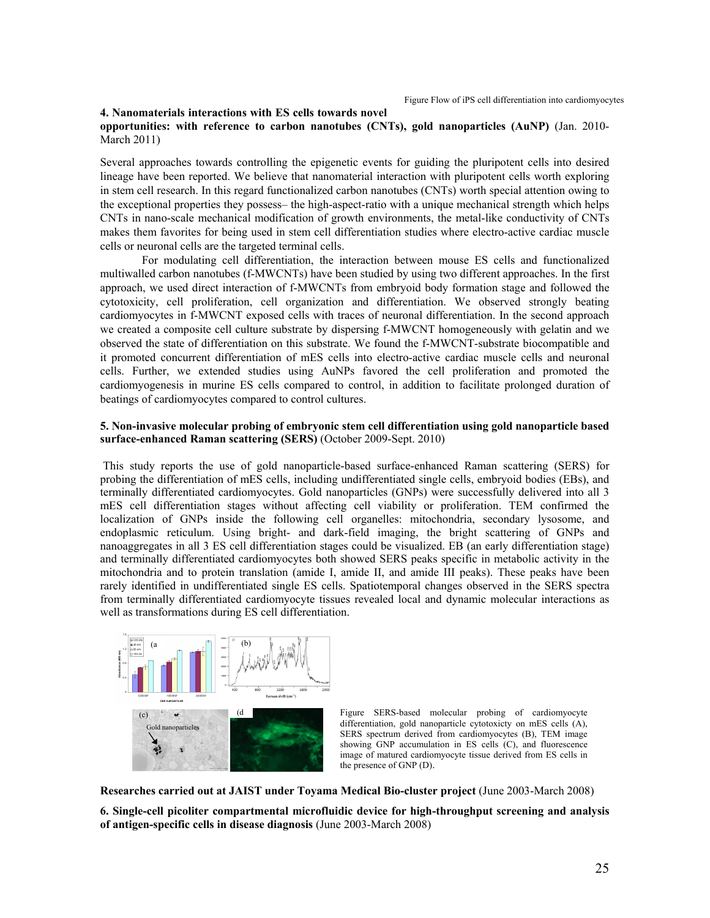Figure Flow of iPS cell differentiation into cardiomyocytes

**4. Nanomaterials interactions with ES cells towards novel opportunities: with reference to carbon nanotubes (CNTs), gold nanoparticles (AuNP)** (Jan. 2010-March 2011)

Several approaches towards controlling the epigenetic events for guiding the pluripotent cells into desired lineage have been reported. We believe that nanomaterial interaction with pluripotent cells worth exploring in stem cell research. In this regard functionalized carbon nanotubes (CNTs) worth special attention owing to the exceptional properties they possess– the high-aspect-ratio with a unique mechanical strength which helps CNTs in nano-scale mechanical modification of growth environments, the metal-like conductivity of CNTs makes them favorites for being used in stem cell differentiation studies where electro-active cardiac muscle cells or neuronal cells are the targeted terminal cells.

For modulating cell differentiation, the interaction between mouse ES cells and functionalized multiwalled carbon nanotubes (f-MWCNTs) have been studied by using two different approaches. In the first approach, we used direct interaction of f-MWCNTs from embryoid body formation stage and followed the cytotoxicity, cell proliferation, cell organization and differentiation. We observed strongly beating cardiomyocytes in f-MWCNT exposed cells with traces of neuronal differentiation. In the second approach we created a composite cell culture substrate by dispersing f-MWCNT homogeneously with gelatin and we observed the state of differentiation on this substrate. We found the f-MWCNT-substrate biocompatible and it promoted concurrent differentiation of mES cells into electro-active cardiac muscle cells and neuronal cells. Further, we extended studies using AuNPs favored the cell proliferation and promoted the cardiomyogenesis in murine ES cells compared to control, in addition to facilitate prolonged duration of beatings of cardiomyocytes compared to control cultures.

**5. Non-invasive molecular probing of embryonic stem cell differentiation using gold nanoparticle based surface-enhanced Raman scattering (SERS)** (October 2009-Sept. 2010)

This study reports the use of gold nanoparticle-based surface-enhanced Raman scattering (SERS) for probing the differentiation of mES cells, including undifferentiated single cells, embryoid bodies (EBs), and terminally differentiated cardiomyocytes. Gold nanoparticles (GNPs) were successfully delivered into all 3 mES cell differentiation stages without affecting cell viability or proliferation. TEM confirmed the localization of GNPs inside the following cell organelles: mitochondria, secondary lysosome, and endoplasmic reticulum. Using bright- and dark-field imaging, the bright scattering of GNPs and nanoaggregates in all 3 ES cell differentiation stages could be visualized. EB (an early differentiation stage) and terminally differentiated cardiomyocytes both showed SERS peaks specific in metabolic activity in the mitochondria and to protein translation (amide I, amide II, and amide III peaks). These peaks have been rarely identified in undifferentiated single ES cells. Spatiotemporal changes observed in the SERS spectra from terminally differentiated cardiomyocyte tissues revealed local and dynamic molecular interactions as well as transformations during ES cell differentiation.

Figure SERS-based molecular probing of cardiomyocyte differentiation, gold nanoparticle cytotoxicty on mES cells (A), SERS spectrum derived from cardiomyocytes (B), TEM image showing GNP accumulation in ES cells (C), and fluorescence image of matured cardiomyocyte tissue derived from ES cells in the presence of GNP (D).

**Researches carried out at JAIST under Toyama Medical Bio-cluster project** (June 2003-March 2008)

**6. Single-cell picoliter compartmental microfluidic device for high-throughput screening and analysis of antigen-specific cells in disease diagnosis** (June 2003-March 2008)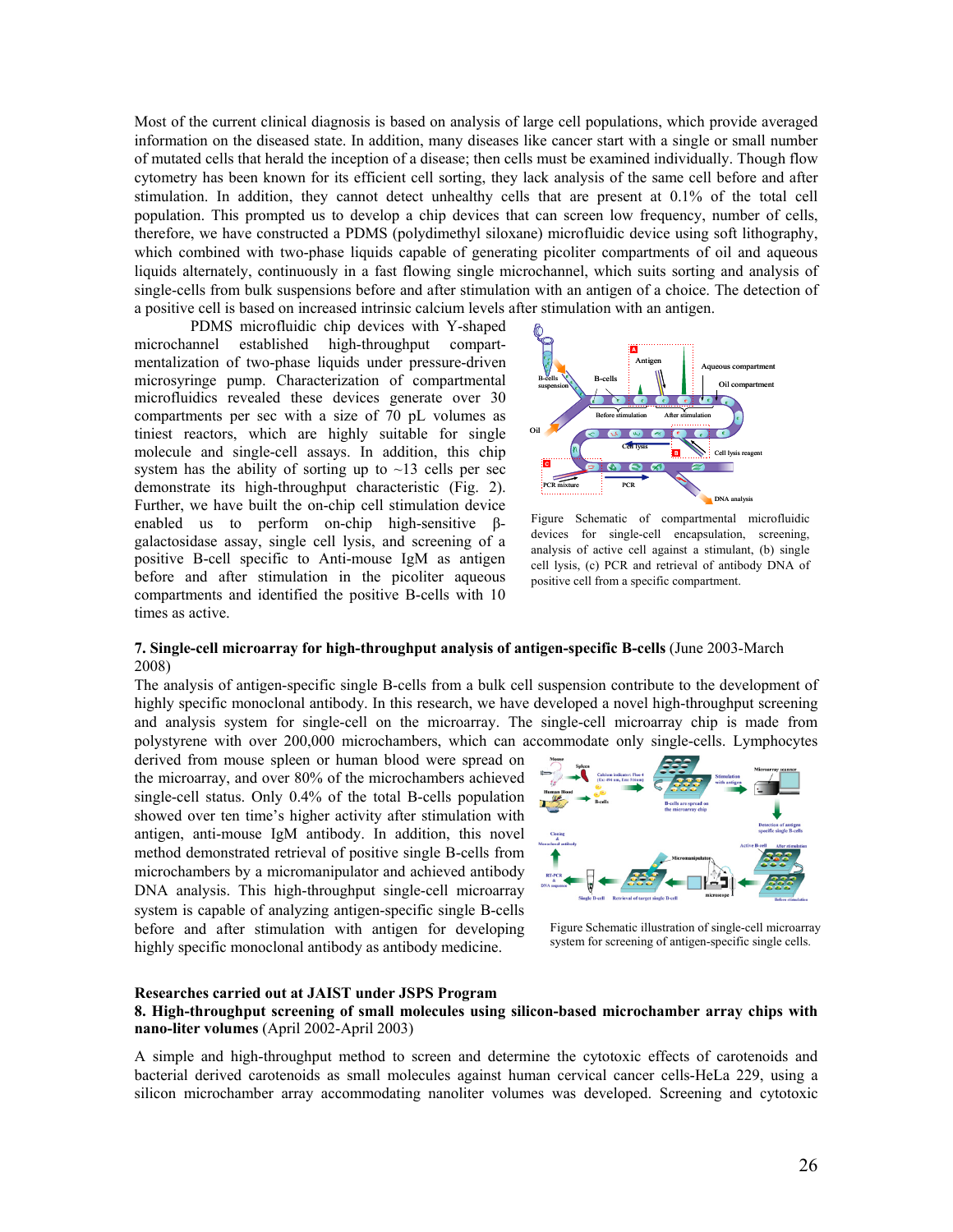Most of the current clinical diagnosis is based on analysis of large cell populations, which provide averaged information on the diseased state. In addition, many diseases like cancer start with a single or small number of mutated cells that herald the inception of a disease; then cells must be examined individually. Though flow cytometry has been known for its efficient cell sorting, they lack analysis of the same cell before and after stimulation. In addition, they cannot detect unhealthy cells that are present at 0.1% of the total cell population. This prompted us to develop a chip devices that can screen low frequency, number of cells, therefore, we have constructed a PDMS (polydimethyl siloxane) microfluidic device using soft lithography, which combined with two-phase liquids capable of generating picoliter compartments of oil and aqueous liquids alternately, continuously in a fast flowing single microchannel, which suits sorting and analysis of single-cells from bulk suspensions before and after stimulation with an antigen of a choice. The detection of a positive cell is based on increased intrinsic calcium levels after stimulation with an antigen.

PDMS microfluidic chip devices with Y-shaped microchannel established high-throughput compartmentalization of two-phase liquids under pressure-driven microsyringe pump. Characterization of compartmental microfluidics revealed these devices generate over 30 compartments per sec with a size of 70 pL volumes as tiniest reactors, which are highly suitable for single molecule and single-cell assays. In addition, this chip system has the ability of sorting up to ~13 cells per sec demonstrate its high-throughput characteristic (Fig. 2). Further, we have built the on-chip cell stimulation device enabled us to perform on-chip high-sensitive β-galactosidase assay, single cell lysis, and screening of a positive B-cell specific to Anti-mouse IgM as antigen before and after stimulation in the picoliter aqueous compartments and identified the positive B-cells with 10 times as active.

Figure Schematic of compartmental microfluidic devices for single-cell encapsulation, screening, analysis of active cell against a stimulant, (b) single cell lysis, (c) PCR and retrieval of antibody DNA of positive cell from a specific compartment.

**7. Single-cell microarray for high-throughput analysis of antigen-specific B-cells** (June 2003-March 2008)

The analysis of antigen-specific single B-cells from a bulk cell suspension contribute to the development of highly specific monoclonal antibody. In this research, we have developed a novel high-throughput screening and analysis system for single-cell on the microarray. The single-cell microarray chip is made from polystyrene with over 200,000 microchambers, which can accommodate only single-cells. Lymphocytes derived from mouse spleen or human blood were spread on the microarray, and over 80% of the microchambers achieved single-cell status. Only 0.4% of the total B-cells population showed over ten time's higher activity after stimulation with antigen, anti-mouse IgM antibody. In addition, this novel method demonstrated retrieval of positive single B-cells from microchambers by a micromanipulator and achieved antibody DNA analysis. This high-throughput single-cell microarray system is capable of analyzing antigen-specific single B-cells before and after stimulation with antigen for developing highly specific monoclonal antibody as antibody medicine.

Figure Schematic illustration of single-cell microarray system for screening of antigen-specific single cells.

**Researches carried out at JAIST under JSPS Program**

**8. High-throughput screening of small molecules using silicon-based microchamber array chips with nano-liter volumes** (April 2002-April 2003)

A simple and high-throughput method to screen and determine the cytotoxic effects of carotenoids and bacterial derived carotenoids as small molecules against human cervical cancer cells-HeLa 229, using a silicon microchamber array accommodating nanoliter volumes was developed. Screening and cytotoxic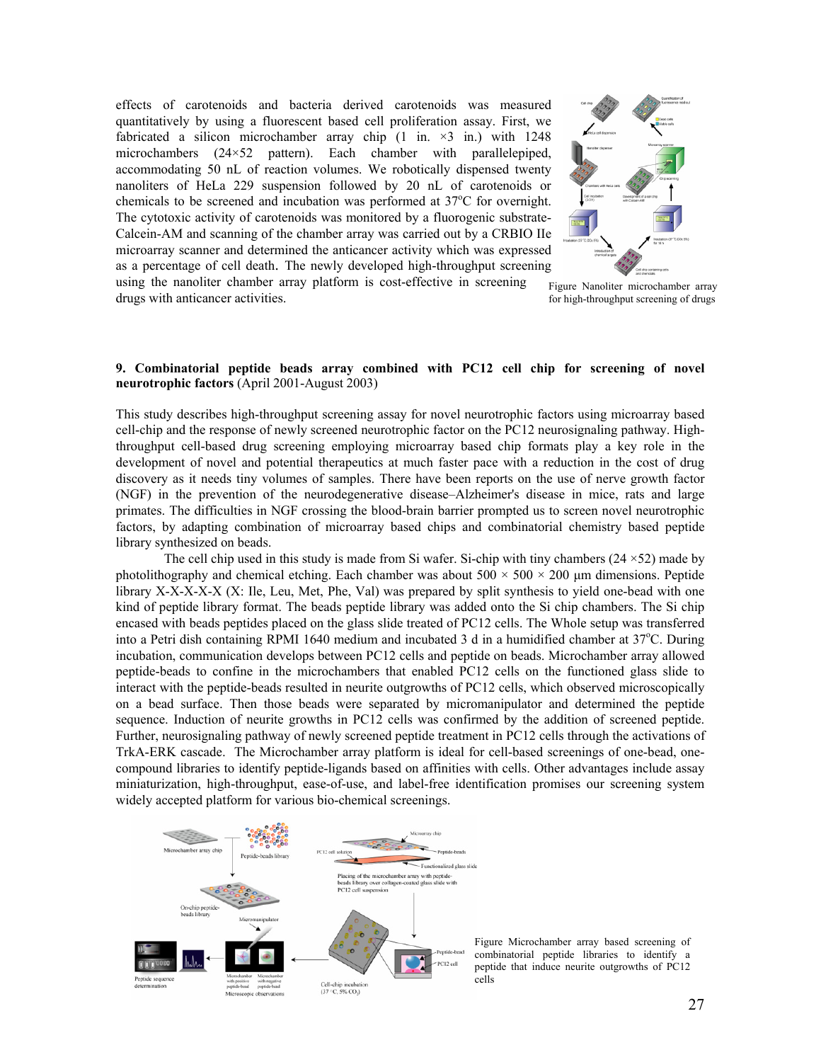effects of carotenoids and bacteria derived carotenoids was measured quantitatively by using a fluorescent based cell proliferation assay. First, we fabricated a silicon microchamber array chip (1 in. ×3 in.) with 1248 microchambers (24×52 pattern). Each chamber with parallelepiped, accommodating 50 nL of reaction volumes. We robotically dispensed twenty nanoliters of HeLa 229 suspension followed by 20 nL of carotenoids or chemicals to be screened and incubation was performed at 37$^{o}$C for overnight. The cytotoxic activity of carotenoids was monitored by a fluorogenic substrate-Calcein-AM and scanning of the chamber array was carried out by a CRBIO IIe microarray scanner and determined the anticancer activity which was expressed as a percentage of cell death. The newly developed high-throughput screening using the nanoliter chamber array platform is cost-effective in screening drugs with anticancer activities.

Figure Nanoliter microchamber array for high-throughput screening of drugs

## 9. Combinatorial peptide beads array combined with PC12 cell chip for screening of novel neurotrophic factors (April 2001-August 2003)

This study describes high-throughput screening assay for novel neurotrophic factors using microarray based cell-chip and the response of newly screened neurotrophic factor on the PC12 neurosignaling pathway. High-throughput cell-based drug screening employing microarray based chip formats play a key role in the development of novel and potential therapeutics at much faster pace with a reduction in the cost of drug discovery as it needs tiny volumes of samples. There have been reports on the use of nerve growth factor (NGF) in the prevention of the neurodegenerative disease–Alzheimer's disease in mice, rats and large primates. The difficulties in NGF crossing the blood-brain barrier prompted us to screen novel neurotrophic factors, by adapting combination of microarray based chips and combinatorial chemistry based peptide library synthesized on beads.

The cell chip used in this study is made from Si wafer. Si-chip with tiny chambers (24 ×52) made by photolithography and chemical etching. Each chamber was about 500 × 500 × 200 µm dimensions. Peptide library X-X-X-X-X (X: Ile, Leu, Met, Phe, Val) was prepared by split synthesis to yield one-bead with one kind of peptide library format. The beads peptide library was added onto the Si chip chambers. The Si chip encased with beads peptides placed on the glass slide treated of PC12 cells. The Whole setup was transferred into a Petri dish containing RPMI 1640 medium and incubated 3 d in a humidified chamber at 37$^{o}$C. During incubation, communication develops between PC12 cells and peptide on beads. Microchamber array allowed peptide-beads to confine in the microchambers that enabled PC12 cells on the functioned glass slide to interact with the peptide-beads resulted in neurite outgrowths of PC12 cells, which observed microscopically on a bead surface. Then those beads were separated by micromanipulator and determined the peptide sequence. Induction of neurite growths in PC12 cells was confirmed by the addition of screened peptide. Further, neurosignaling pathway of newly screened peptide treatment in PC12 cells through the activations of TrkA-ERK cascade. The Microchamber array platform is ideal for cell-based screenings of one-bead, one-compound libraries to identify peptide-ligands based on affinities with cells. Other advantages include assay miniaturization, high-throughput, ease-of-use, and label-free identification promises our screening system widely accepted platform for various bio-chemical screenings.

Figure Microchamber array based screening of combinatorial peptide libraries to identify a peptide that induce neurite outgrowths of PC12 cells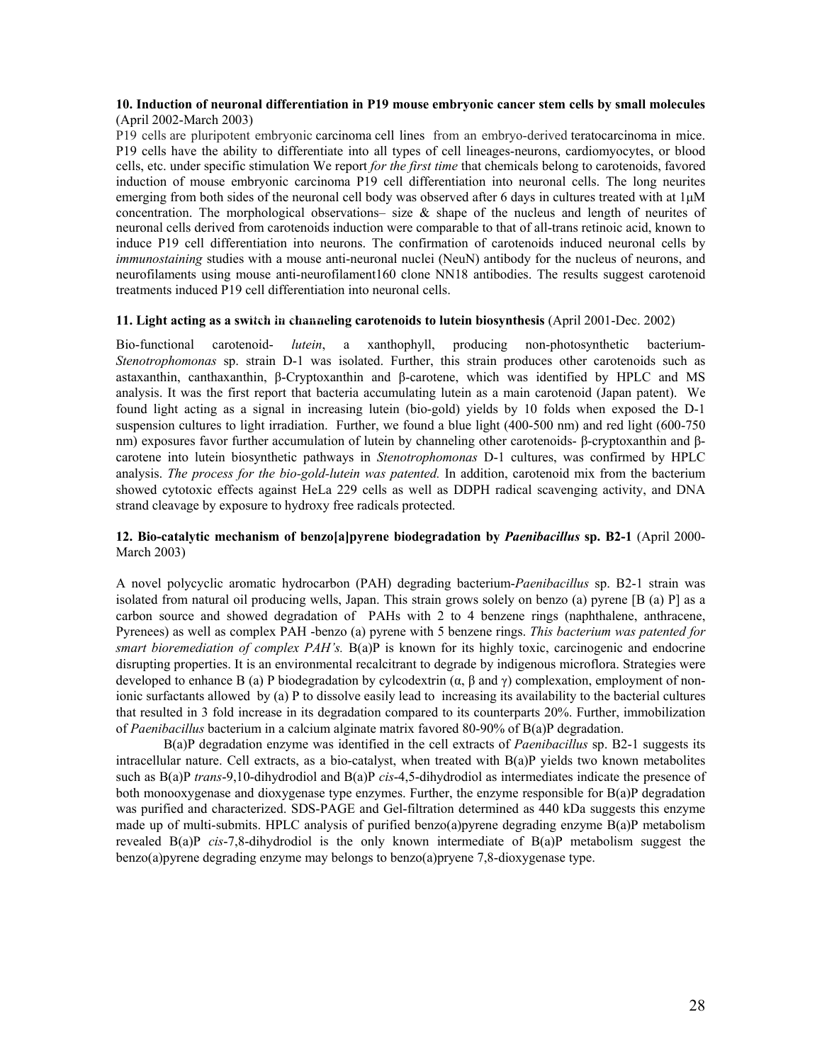**10. Induction of neuronal differentiation in P19 mouse embryonic cancer stem cells by small molecules** (April 2002-March 2003)

P19 cells are pluripotent embryonic carcinoma cell lines from an embryo-derived teratocarcinoma in mice. P19 cells have the ability to differentiate into all types of cell lineages-neurons, cardiomyocytes, or blood cells, etc. under specific stimulation We report *for the first time* that chemicals belong to carotenoids, favored induction of mouse embryonic carcinoma P19 cell differentiation into neuronal cells. The long neurites emerging from both sides of the neuronal cell body was observed after 6 days in cultures treated with at 1μM concentration. The morphological observations– size & shape of the nucleus and length of neurites of neuronal cells derived from carotenoids induction were comparable to that of all-trans retinoic acid, known to induce P19 cell differentiation into neurons. The confirmation of carotenoids induced neuronal cells by *immunostaining* studies with a mouse anti-neuronal nuclei (NeuN) antibody for the nucleus of neurons, and neurofilaments using mouse anti-neurofilament160 clone NN18 antibodies. The results suggest carotenoid treatments induced P19 cell differentiation into neuronal cells.

**11. Light acting as a switch in channeling carotenoids to lutein biosynthesis** (April 2001-Dec. 2002)

Bio-functional carotenoid- *lutein*, a xanthophyll, producing non-photosynthetic bacterium- *Stenotrophomonas* sp. strain D-1 was isolated. Further, this strain produces other carotenoids such as astaxanthin, canthaxanthin, β-Cryptoxanthin and β-carotene, which was identified by HPLC and MS analysis. It was the first report that bacteria accumulating lutein as a main carotenoid (Japan patent). We found light acting as a signal in increasing lutein (bio-gold) yields by 10 folds when exposed the D-1 suspension cultures to light irradiation. Further, we found a blue light (400-500 nm) and red light (600-750 nm) exposures favor further accumulation of lutein by channeling other carotenoids- β-cryptoxanthin and β-carotene into lutein biosynthetic pathways in *Stenotrophomonas* D-1 cultures, was confirmed by HPLC analysis. *The process for the bio-gold-lutein was patented.* In addition, carotenoid mix from the bacterium showed cytotoxic effects against HeLa 229 cells as well as DDPH radical scavenging activity, and DNA strand cleavage by exposure to hydroxy free radicals protected.

**12. Bio-catalytic mechanism of benzo[a]pyrene biodegradation by *Paenibacillus* sp. B2-1** (April 2000-March 2003)

A novel polycyclic aromatic hydrocarbon (PAH) degrading bacterium-*Paenibacillus* sp. B2-1 strain was isolated from natural oil producing wells, Japan. This strain grows solely on benzo (a) pyrene [B (a) P] as a carbon source and showed degradation of PAHs with 2 to 4 benzene rings (naphthalene, anthracene, Pyrenees) as well as complex PAH -benzo (a) pyrene with 5 benzene rings. *This bacterium was patented for smart bioremediation of complex PAH's.* B(a)P is known for its highly toxic, carcinogenic and endocrine disrupting properties. It is an environmental recalcitrant to degrade by indigenous microflora. Strategies were developed to enhance B (a) P biodegradation by cylcodextrin (α, β and γ) complexation, employment of non-ionic surfactants allowed by (a) P to dissolve easily lead to increasing its availability to the bacterial cultures that resulted in 3 fold increase in its degradation compared to its counterparts 20%. Further, immobilization of *Paenibacillus* bacterium in a calcium alginate matrix favored 80-90% of B(a)P degradation.

B(a)P degradation enzyme was identified in the cell extracts of *Paenibacillus* sp. B2-1 suggests its intracellular nature. Cell extracts, as a bio-catalyst, when treated with B(a)P yields two known metabolites such as B(a)P *trans*-9,10-dihydrodiol and B(a)P *cis*-4,5-dihydrodiol as intermediates indicate the presence of both monooxygenase and dioxygenase type enzymes. Further, the enzyme responsible for B(a)P degradation was purified and characterized. SDS-PAGE and Gel-filtration determined as 440 kDa suggests this enzyme made up of multi-submits. HPLC analysis of purified benzo(a)pyrene degrading enzyme B(a)P metabolism revealed B(a)P *cis*-7,8-dihydrodiol is the only known intermediate of B(a)P metabolism suggest the benzo(a)pyrene degrading enzyme may belongs to benzo(a)pryene 7,8-dioxygenase type.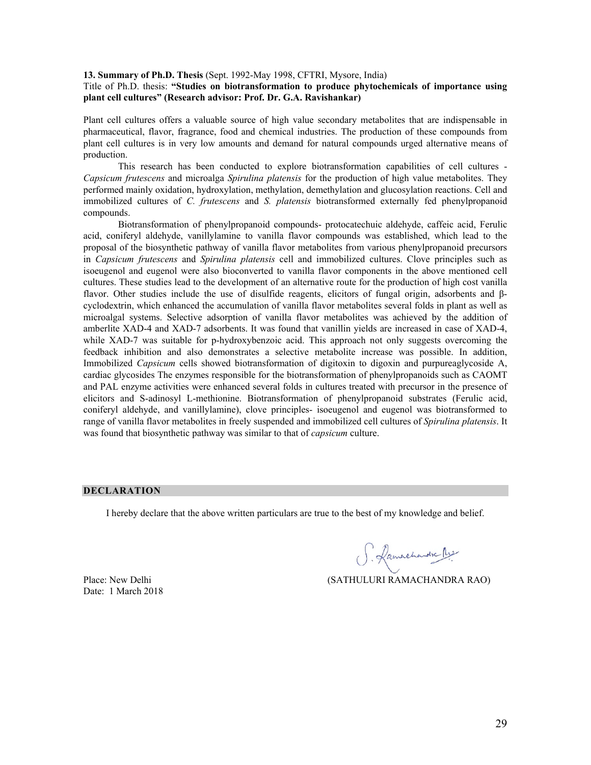**13. Summary of Ph.D. Thesis** (Sept. 1992-May 1998, CFTRI, Mysore, India)

Title of Ph.D. thesis: **"Studies on biotransformation to produce phytochemicals of importance using plant cell cultures" (Research advisor: Prof. Dr. G.A. Ravishankar)**

Plant cell cultures offers a valuable source of high value secondary metabolites that are indispensable in pharmaceutical, flavor, fragrance, food and chemical industries. The production of these compounds from plant cell cultures is in very low amounts and demand for natural compounds urged alternative means of production.

This research has been conducted to explore biotransformation capabilities of cell cultures - *Capsicum frutescens* and microalga *Spirulina platensis* for the production of high value metabolites. They performed mainly oxidation, hydroxylation, methylation, demethylation and glucosylation reactions. Cell and immobilized cultures of *C. frutescens* and *S. platensis* biotransformed externally fed phenylpropanoid compounds.

Biotransformation of phenylpropanoid compounds- protocatechuic aldehyde, caffeic acid, Ferulic acid, coniferyl aldehyde, vanillylamine to vanilla flavor compounds was established, which lead to the proposal of the biosynthetic pathway of vanilla flavor metabolites from various phenylpropanoid precursors in *Capsicum frutescens* and *Spirulina platensis* cell and immobilized cultures. Clove principles such as isoeugenol and eugenol were also bioconverted to vanilla flavor components in the above mentioned cell cultures. These studies lead to the development of an alternative route for the production of high cost vanilla flavor. Other studies include the use of disulfide reagents, elicitors of fungal origin, adsorbents and β-cyclodextrin, which enhanced the accumulation of vanilla flavor metabolites several folds in plant as well as microalgal systems. Selective adsorption of vanilla flavor metabolites was achieved by the addition of amberlite XAD-4 and XAD-7 adsorbents. It was found that vanillin yields are increased in case of XAD-4, while XAD-7 was suitable for p-hydroxybenzoic acid. This approach not only suggests overcoming the feedback inhibition and also demonstrates a selective metabolite increase was possible. In addition, Immobilized *Capsicum* cells showed biotransformation of digitoxin to digoxin and purpureaglycoside A, cardiac glycosides The enzymes responsible for the biotransformation of phenylpropanoids such as CAOMT and PAL enzyme activities were enhanced several folds in cultures treated with precursor in the presence of elicitors and S-adinosyl L-methionine. Biotransformation of phenylpropanoid substrates (Ferulic acid, coniferyl aldehyde, and vanillylamine), clove principles- isoeugenol and eugenol was biotransformed to range of vanilla flavor metabolites in freely suspended and immobilized cell cultures of *Spirulina platensis*. It was found that biosynthetic pathway was similar to that of *capsicum* culture.

## DECLARATION

I hereby declare that the above written particulars are true to the best of my knowledge and belief.

Place: New Delhi

Date: 1 March 2018

(SATHULURI RAMACHANDRA RAO)